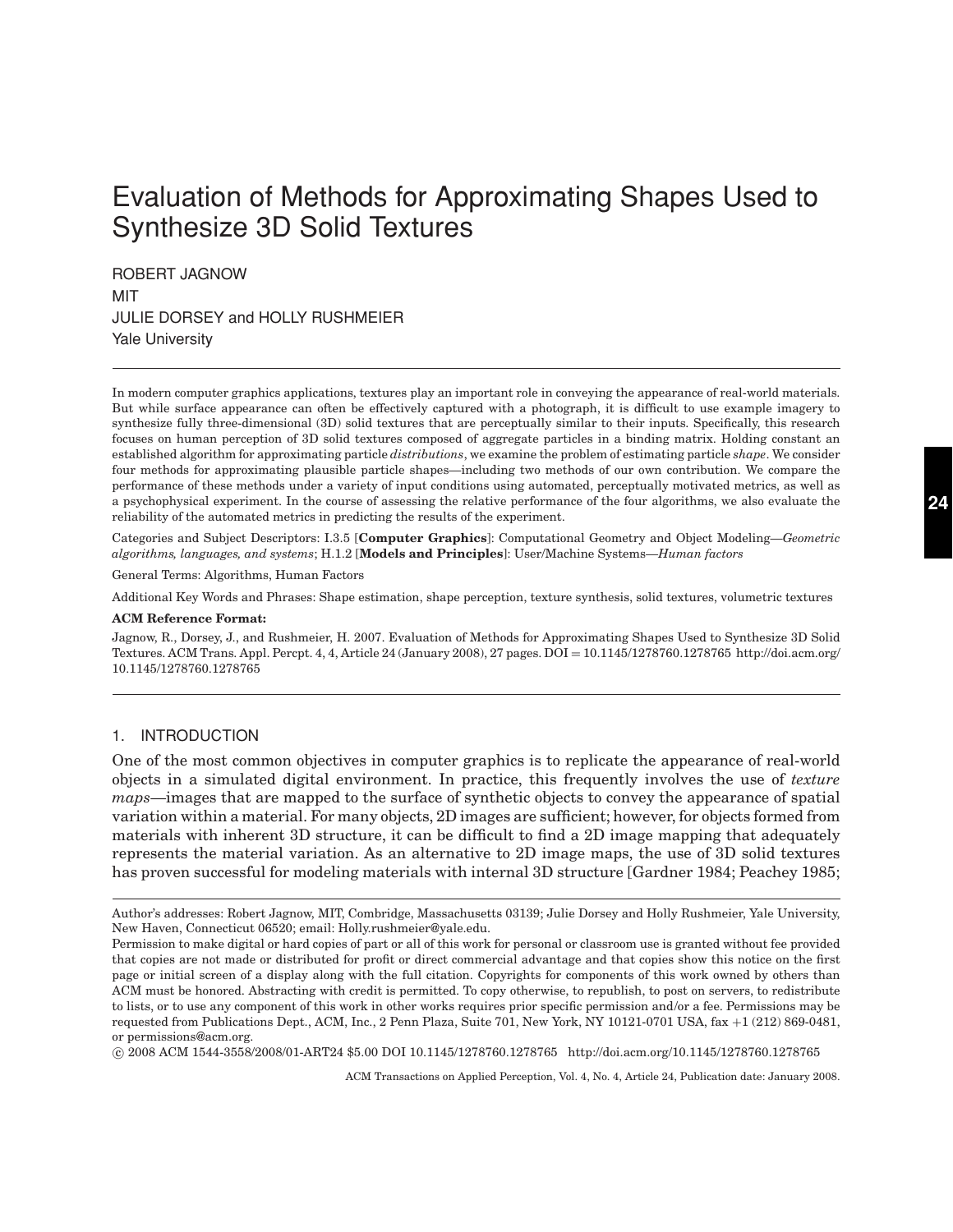# Evaluation of Methods for Approximating Shapes Used to Synthesize 3D Solid Textures

ROBERT JAGNOW
MIT
JULIE DORSEY and HOLLY RUSHMEIER
Yale University

In modern computer graphics applications, textures play an important role in conveying the appearance of real-world materials. But while surface appearance can often be effectively captured with a photograph, it is difficult to use example imagery to synthesize fully three-dimensional (3D) solid textures that are perceptually similar to their inputs. Specifically, this research focuses on human perception of 3D solid textures composed of aggregate particles in a binding matrix. Holding constant an established algorithm for approximating particle *distributions*, we examine the problem of estimating particle *shape*. We consider four methods for approximating plausible particle shapes—including two methods of our own contribution. We compare the performance of these methods under a variety of input conditions using automated, perceptually motivated metrics, as well as a psychophysical experiment. In the course of assessing the relative performance of the four algorithms, we also evaluate the reliability of the automated metrics in predicting the results of the experiment.

Categories and Subject Descriptors: I.3.5 [**Computer Graphics**]: Computational Geometry and Object Modeling—*Geometric algorithms, languages, and systems*; H.1.2 [**Models and Principles**]: User/Machine Systems—*Human factors*

General Terms: Algorithms, Human Factors

Additional Key Words and Phrases: Shape estimation, shape perception, texture synthesis, solid textures, volumetric textures

**ACM Reference Format:**

Jagnow, R., Dorsey, J., and Rushmeier, H. 2007. Evaluation of Methods for Approximating Shapes Used to Synthesize 3D Solid Textures. ACM Trans. Appl. Percpt. 4, 4, Article 24 (January 2008), 27 pages. DOI = 10.1145/1278760.1278765 http://doi.acm.org/10.1145/1278760.1278765

## 1. INTRODUCTION

One of the most common objectives in computer graphics is to replicate the appearance of real-world objects in a simulated digital environment. In practice, this frequently involves the use of *texture maps*—images that are mapped to the surface of synthetic objects to convey the appearance of spatial variation within a material. For many objects, 2D images are sufficient; however, for objects formed from materials with inherent 3D structure, it can be difficult to find a 2D image mapping that adequately represents the material variation. As an alternative to 2D image maps, the use of 3D solid textures has proven successful for modeling materials with internal 3D structure [Gardner 1984; Peachey 1985;

Author's addresses: Robert Jagnow, MIT, Combridge, Massachusetts 03139; Julie Dorsey and Holly Rushmeier, Yale University, New Haven, Connecticut 06520; email: Holly.rushmeier@yale.edu.

Permission to make digital or hard copies of part or all of this work for personal or classroom use is granted without fee provided that copies are not made or distributed for profit or direct commercial advantage and that copies show this notice on the first page or initial screen of a display along with the full citation. Copyrights for components of this work owned by others than ACM must be honored. Abstracting with credit is permitted. To copy otherwise, to republish, to post on servers, to redistribute to lists, or to use any component of this work in other works requires prior specific permission and/or a fee. Permissions may be requested from Publications Dept., ACM, Inc., 2 Penn Plaza, Suite 701, New York, NY 10121-0701 USA, fax +1 (212) 869-0481, or permissions@acm.org.

© 2008 ACM 1544-3558/2008/01-ART24 $5.00 DOI 10.1145/1278760.1278765 http://doi.acm.org/10.1145/1278760.1278765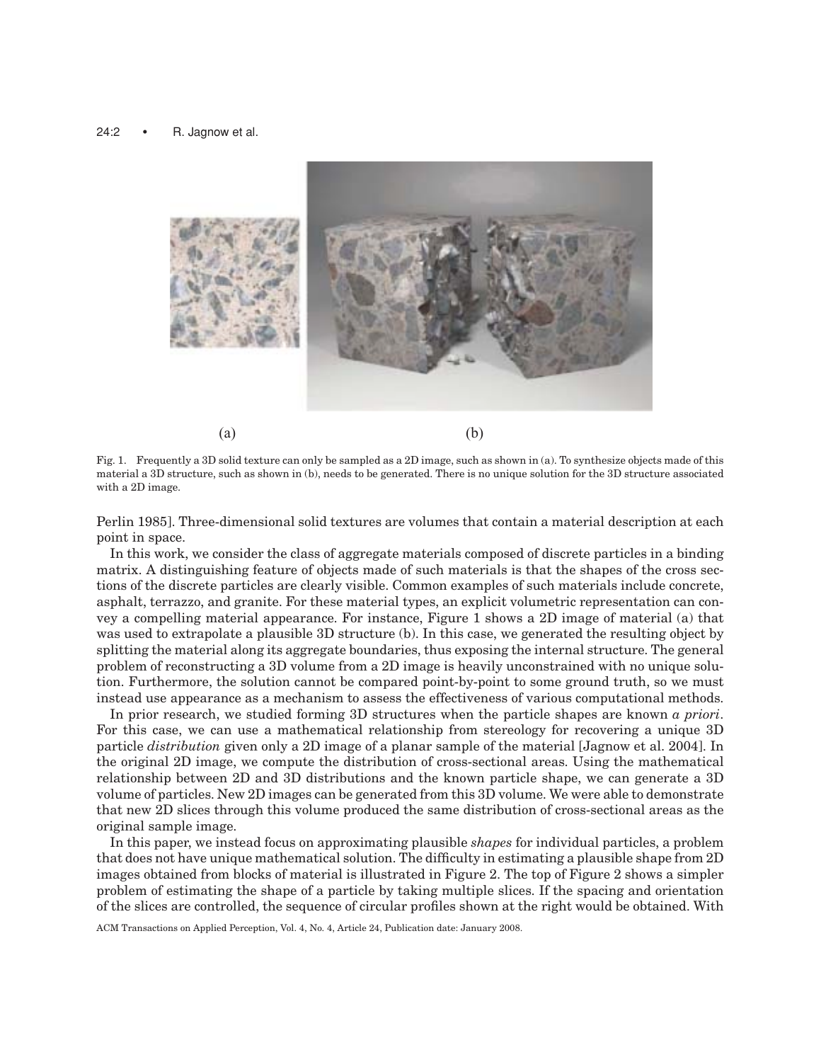(a) (b)

Fig. 1. Frequently a 3D solid texture can only be sampled as a 2D image, such as shown in (a). To synthesize objects made of this material a 3D structure, such as shown in (b), needs to be generated. There is no unique solution for the 3D structure associated with a 2D image.

Perlin 1985]. Three-dimensional solid textures are volumes that contain a material description at each point in space.

In this work, we consider the class of aggregate materials composed of discrete particles in a binding matrix. A distinguishing feature of objects made of such materials is that the shapes of the cross sections of the discrete particles are clearly visible. Common examples of such materials include concrete, asphalt, terrazzo, and granite. For these material types, an explicit volumetric representation can convey a compelling material appearance. For instance, Figure 1 shows a 2D image of material (a) that was used to extrapolate a plausible 3D structure (b). In this case, we generated the resulting object by splitting the material along its aggregate boundaries, thus exposing the internal structure. The general problem of reconstructing a 3D volume from a 2D image is heavily unconstrained with no unique solution. Furthermore, the solution cannot be compared point-by-point to some ground truth, so we must instead use appearance as a mechanism to assess the effectiveness of various computational methods.

In prior research, we studied forming 3D structures when the particle shapes are known *a priori*. For this case, we can use a mathematical relationship from stereology for recovering a unique 3D particle *distribution* given only a 2D image of a planar sample of the material [Jagnow et al. 2004]. In the original 2D image, we compute the distribution of cross-sectional areas. Using the mathematical relationship between 2D and 3D distributions and the known particle shape, we can generate a 3D volume of particles. New 2D images can be generated from this 3D volume. We were able to demonstrate that new 2D slices through this volume produced the same distribution of cross-sectional areas as the original sample image.

In this paper, we instead focus on approximating plausible *shapes* for individual particles, a problem that does not have unique mathematical solution. The difficulty in estimating a plausible shape from 2D images obtained from blocks of material is illustrated in Figure 2. The top of Figure 2 shows a simpler problem of estimating the shape of a particle by taking multiple slices. If the spacing and orientation of the slices are controlled, the sequence of circular profiles shown at the right would be obtained. With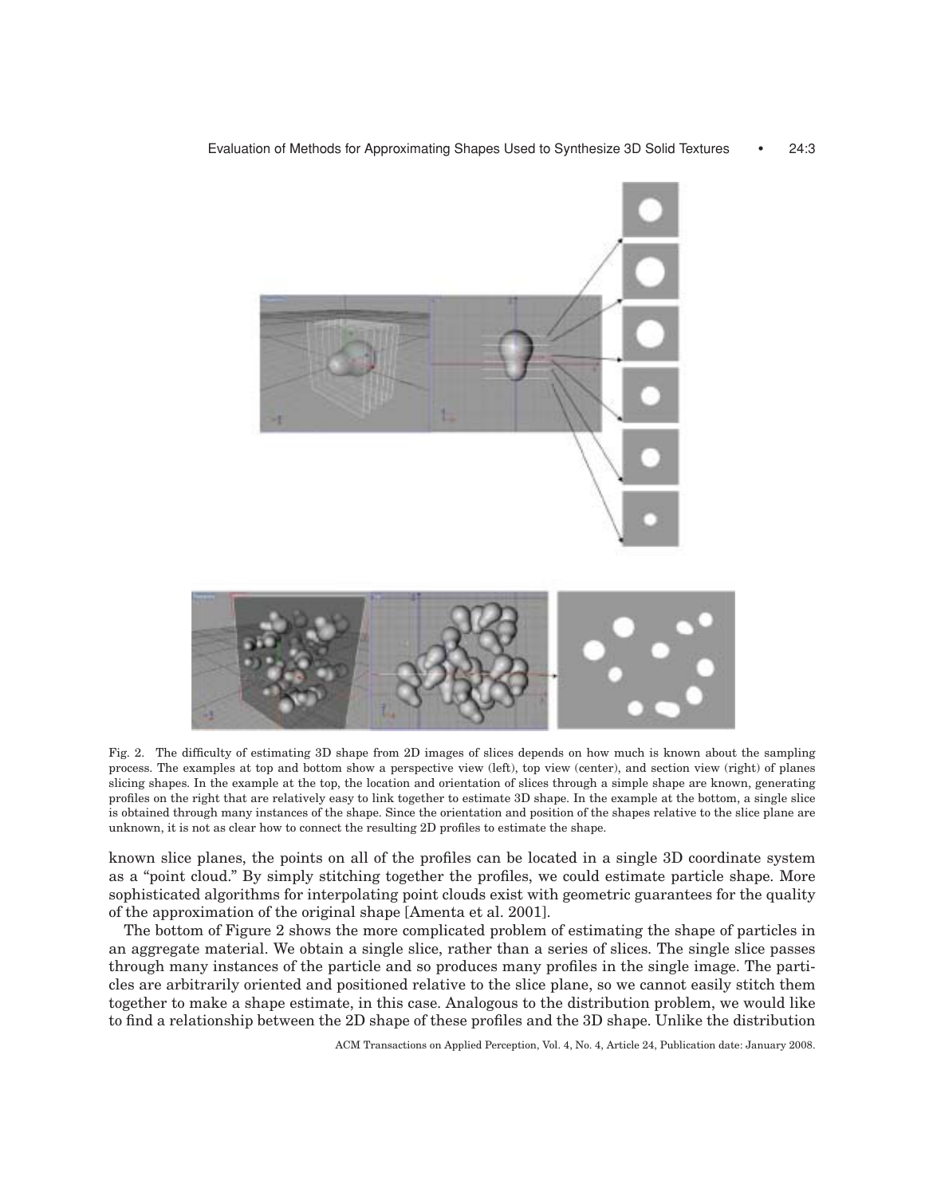Fig. 2. The difficulty of estimating 3D shape from 2D images of slices depends on how much is known about the sampling process. The examples at top and bottom show a perspective view (left), top view (center), and section view (right) of planes slicing shapes. In the example at the top, the location and orientation of slices through a simple shape are known, generating profiles on the right that are relatively easy to link together to estimate 3D shape. In the example at the bottom, a single slice is obtained through many instances of the shape. Since the orientation and position of the shapes relative to the slice plane are unknown, it is not as clear how to connect the resulting 2D profiles to estimate the shape.

known slice planes, the points on all of the profiles can be located in a single 3D coordinate system as a "point cloud." By simply stitching together the profiles, we could estimate particle shape. More sophisticated algorithms for interpolating point clouds exist with geometric guarantees for the quality of the approximation of the original shape [Amenta et al. 2001].

The bottom of Figure 2 shows the more complicated problem of estimating the shape of particles in an aggregate material. We obtain a single slice, rather than a series of slices. The single slice passes through many instances of the particle and so produces many profiles in the single image. The particles are arbitrarily oriented and positioned relative to the slice plane, so we cannot easily stitch them together to make a shape estimate, in this case. Analogous to the distribution problem, we would like to find a relationship between the 2D shape of these profiles and the 3D shape. Unlike the distribution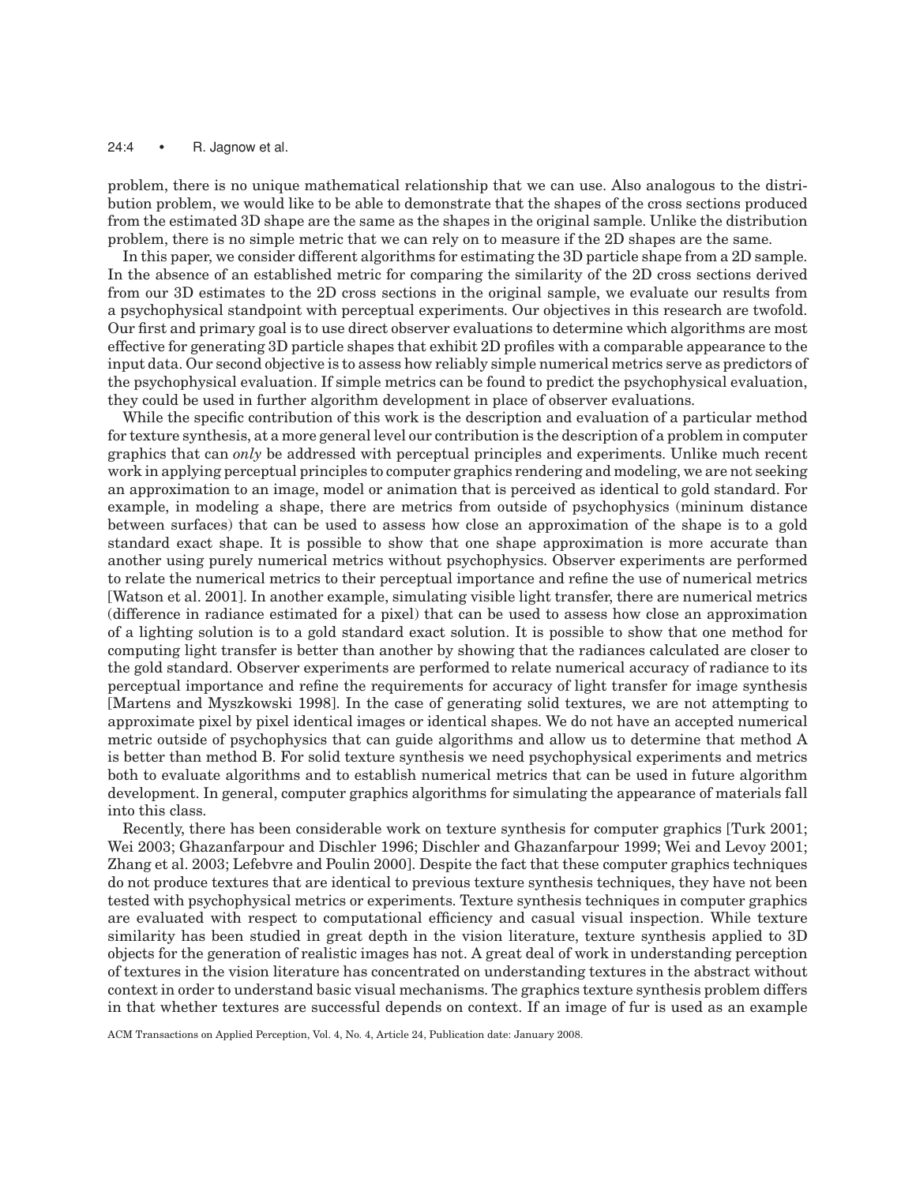problem, there is no unique mathematical relationship that we can use. Also analogous to the distribution problem, we would like to be able to demonstrate that the shapes of the cross sections produced from the estimated 3D shape are the same as the shapes in the original sample. Unlike the distribution problem, there is no simple metric that we can rely on to measure if the 2D shapes are the same.

In this paper, we consider different algorithms for estimating the 3D particle shape from a 2D sample. In the absence of an established metric for comparing the similarity of the 2D cross sections derived from our 3D estimates to the 2D cross sections in the original sample, we evaluate our results from a psychophysical standpoint with perceptual experiments. Our objectives in this research are twofold. Our first and primary goal is to use direct observer evaluations to determine which algorithms are most effective for generating 3D particle shapes that exhibit 2D profiles with a comparable appearance to the input data. Our second objective is to assess how reliably simple numerical metrics serve as predictors of the psychophysical evaluation. If simple metrics can be found to predict the psychophysical evaluation, they could be used in further algorithm development in place of observer evaluations.

While the specific contribution of this work is the description and evaluation of a particular method for texture synthesis, at a more general level our contribution is the description of a problem in computer graphics that can *only* be addressed with perceptual principles and experiments. Unlike much recent work in applying perceptual principles to computer graphics rendering and modeling, we are not seeking an approximation to an image, model or animation that is perceived as identical to gold standard. For example, in modeling a shape, there are metrics from outside of psychophysics (mininum distance between surfaces) that can be used to assess how close an approximation of the shape is to a gold standard exact shape. It is possible to show that one shape approximation is more accurate than another using purely numerical metrics without psychophysics. Observer experiments are performed to relate the numerical metrics to their perceptual importance and refine the use of numerical metrics [Watson et al. 2001]. In another example, simulating visible light transfer, there are numerical metrics (difference in radiance estimated for a pixel) that can be used to assess how close an approximation of a lighting solution is to a gold standard exact solution. It is possible to show that one method for computing light transfer is better than another by showing that the radiances calculated are closer to the gold standard. Observer experiments are performed to relate numerical accuracy of radiance to its perceptual importance and refine the requirements for accuracy of light transfer for image synthesis [Martens and Myszkowski 1998]. In the case of generating solid textures, we are not attempting to approximate pixel by pixel identical images or identical shapes. We do not have an accepted numerical metric outside of psychophysics that can guide algorithms and allow us to determine that method A is better than method B. For solid texture synthesis we need psychophysical experiments and metrics both to evaluate algorithms and to establish numerical metrics that can be used in future algorithm development. In general, computer graphics algorithms for simulating the appearance of materials fall into this class.

Recently, there has been considerable work on texture synthesis for computer graphics [Turk 2001; Wei 2003; Ghazanfarpour and Dischler 1996; Dischler and Ghazanfarpour 1999; Wei and Levoy 2001; Zhang et al. 2003; Lefebvre and Poulin 2000]. Despite the fact that these computer graphics techniques do not produce textures that are identical to previous texture synthesis techniques, they have not been tested with psychophysical metrics or experiments. Texture synthesis techniques in computer graphics are evaluated with respect to computational efficiency and casual visual inspection. While texture similarity has been studied in great depth in the vision literature, texture synthesis applied to 3D objects for the generation of realistic images has not. A great deal of work in understanding perception of textures in the vision literature has concentrated on understanding textures in the abstract without context in order to understand basic visual mechanisms. The graphics texture synthesis problem differs in that whether textures are successful depends on context. If an image of fur is used as an example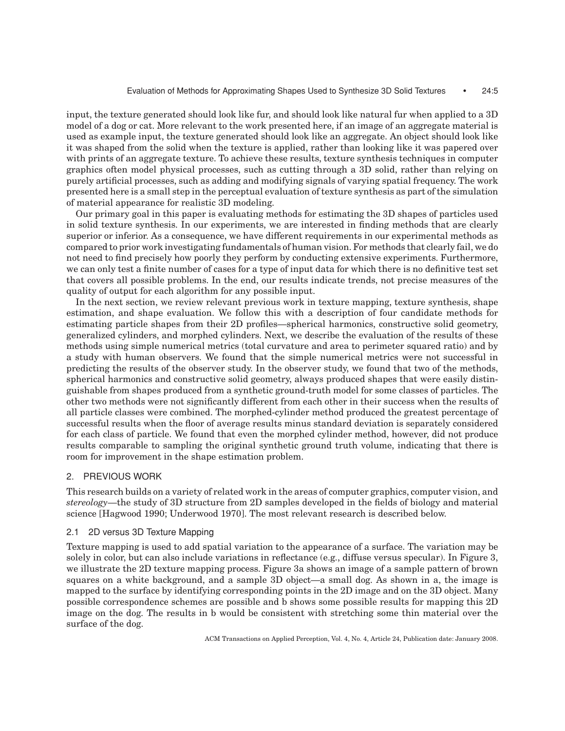input, the texture generated should look like fur, and should look like natural fur when applied to a 3D model of a dog or cat. More relevant to the work presented here, if an image of an aggregate material is used as example input, the texture generated should look like an aggregate. An object should look like it was shaped from the solid when the texture is applied, rather than looking like it was papered over with prints of an aggregate texture. To achieve these results, texture synthesis techniques in computer graphics often model physical processes, such as cutting through a 3D solid, rather than relying on purely artificial processes, such as adding and modifying signals of varying spatial frequency. The work presented here is a small step in the perceptual evaluation of texture synthesis as part of the simulation of material appearance for realistic 3D modeling.

Our primary goal in this paper is evaluating methods for estimating the 3D shapes of particles used in solid texture synthesis. In our experiments, we are interested in finding methods that are clearly superior or inferior. As a consequence, we have different requirements in our experimental methods as compared to prior work investigating fundamentals of human vision. For methods that clearly fail, we do not need to find precisely how poorly they perform by conducting extensive experiments. Furthermore, we can only test a finite number of cases for a type of input data for which there is no definitive test set that covers all possible problems. In the end, our results indicate trends, not precise measures of the quality of output for each algorithm for any possible input.

In the next section, we review relevant previous work in texture mapping, texture synthesis, shape estimation, and shape evaluation. We follow this with a description of four candidate methods for estimating particle shapes from their 2D profiles—spherical harmonics, constructive solid geometry, generalized cylinders, and morphed cylinders. Next, we describe the evaluation of the results of these methods using simple numerical metrics (total curvature and area to perimeter squared ratio) and by a study with human observers. We found that the simple numerical metrics were not successful in predicting the results of the observer study. In the observer study, we found that two of the methods, spherical harmonics and constructive solid geometry, always produced shapes that were easily distinguishable from shapes produced from a synthetic ground-truth model for some classes of particles. The other two methods were not significantly different from each other in their success when the results of all particle classes were combined. The morphed-cylinder method produced the greatest percentage of successful results when the floor of average results minus standard deviation is separately considered for each class of particle. We found that even the morphed cylinder method, however, did not produce results comparable to sampling the original synthetic ground truth volume, indicating that there is room for improvement in the shape estimation problem.

## 2. PREVIOUS WORK

This research builds on a variety of related work in the areas of computer graphics, computer vision, and *stereology*—the study of 3D structure from 2D samples developed in the fields of biology and material science [Hagwood 1990; Underwood 1970]. The most relevant research is described below.

### 2.1 2D versus 3D Texture Mapping

Texture mapping is used to add spatial variation to the appearance of a surface. The variation may be solely in color, but can also include variations in reflectance (e.g., diffuse versus specular). In Figure 3, we illustrate the 2D texture mapping process. Figure 3a shows an image of a sample pattern of brown squares on a white background, and a sample 3D object—a small dog. As shown in a, the image is mapped to the surface by identifying corresponding points in the 2D image and on the 3D object. Many possible correspondence schemes are possible and b shows some possible results for mapping this 2D image on the dog. The results in b would be consistent with stretching some thin material over the surface of the dog.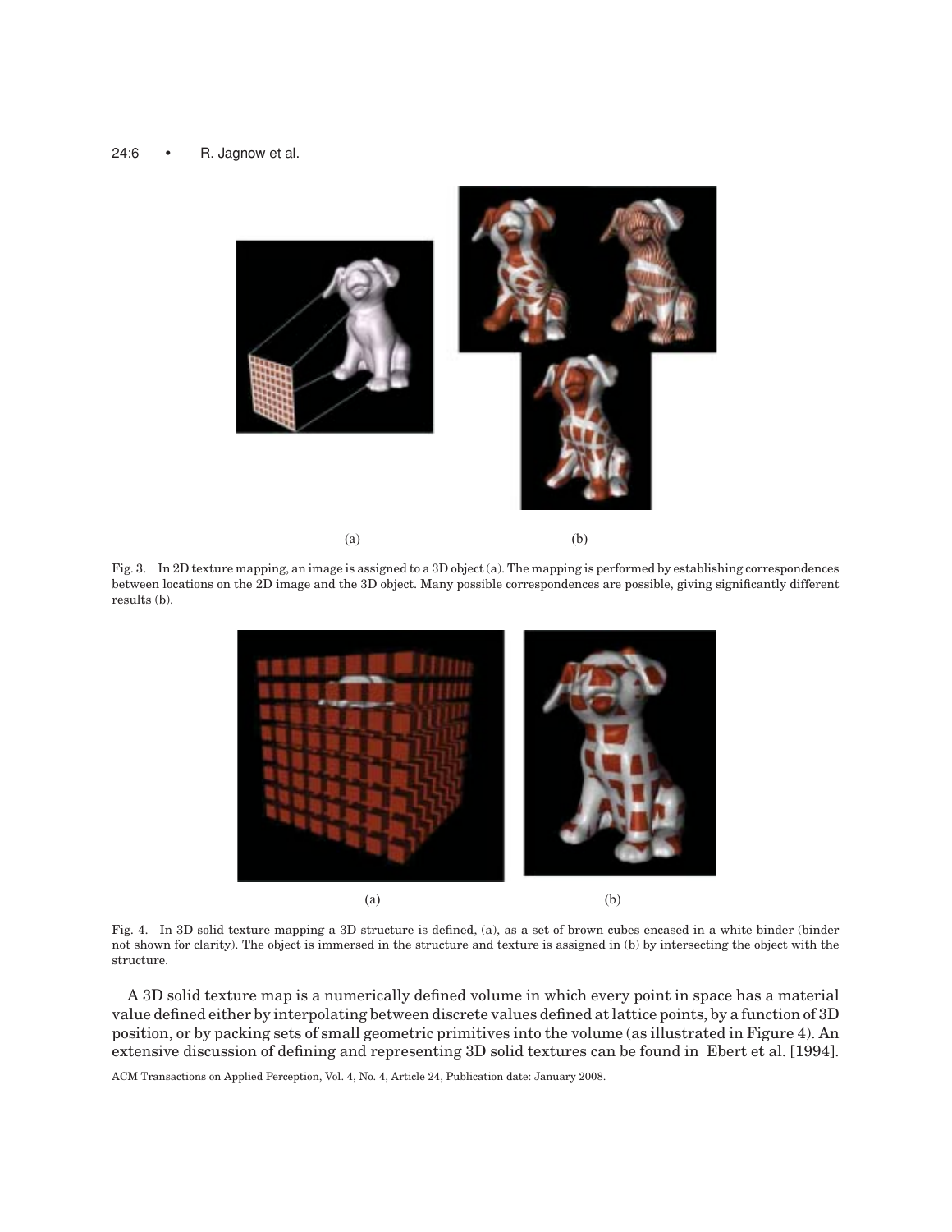(a) (b)

Fig. 3. In 2D texture mapping, an image is assigned to a 3D object (a). The mapping is performed by establishing correspondences between locations on the 2D image and the 3D object. Many possible correspondences are possible, giving significantly different results (b).

(a) (b)

Fig. 4. In 3D solid texture mapping a 3D structure is defined, (a), as a set of brown cubes encased in a white binder (binder not shown for clarity). The object is immersed in the structure and texture is assigned in (b) by intersecting the object with the structure.

A 3D solid texture map is a numerically defined volume in which every point in space has a material value defined either by interpolating between discrete values defined at lattice points, by a function of 3D position, or by packing sets of small geometric primitives into the volume (as illustrated in Figure 4). An extensive discussion of defining and representing 3D solid textures can be found in Ebert et al. [1994].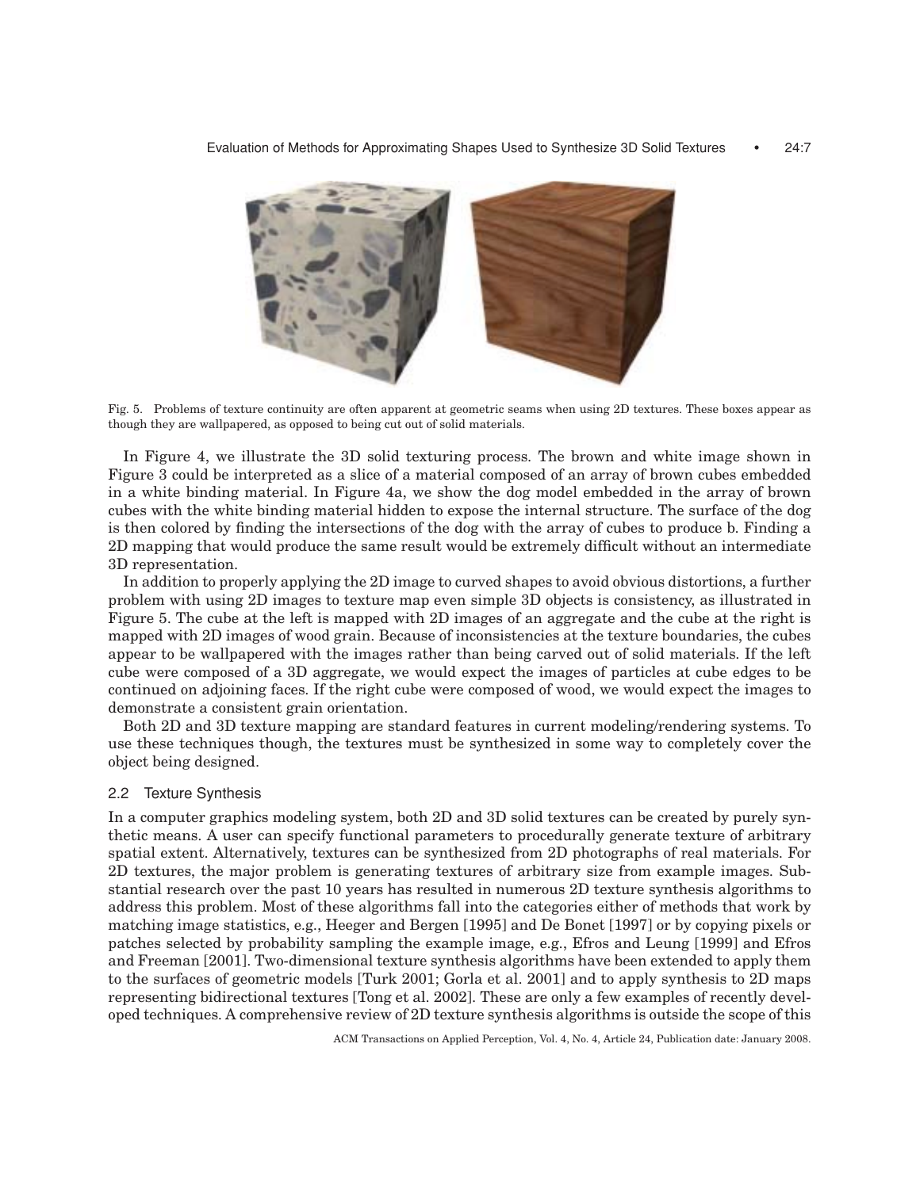Fig. 5. Problems of texture continuity are often apparent at geometric seams when using 2D textures. These boxes appear as though they are wallpapered, as opposed to being cut out of solid materials.

In Figure 4, we illustrate the 3D solid texturing process. The brown and white image shown in Figure 3 could be interpreted as a slice of a material composed of an array of brown cubes embedded in a white binding material. In Figure 4a, we show the dog model embedded in the array of brown cubes with the white binding material hidden to expose the internal structure. The surface of the dog is then colored by finding the intersections of the dog with the array of cubes to produce b. Finding a 2D mapping that would produce the same result would be extremely difficult without an intermediate 3D representation.

In addition to properly applying the 2D image to curved shapes to avoid obvious distortions, a further problem with using 2D images to texture map even simple 3D objects is consistency, as illustrated in Figure 5. The cube at the left is mapped with 2D images of an aggregate and the cube at the right is mapped with 2D images of wood grain. Because of inconsistencies at the texture boundaries, the cubes appear to be wallpapered with the images rather than being carved out of solid materials. If the left cube were composed of a 3D aggregate, we would expect the images of particles at cube edges to be continued on adjoining faces. If the right cube were composed of wood, we would expect the images to demonstrate a consistent grain orientation.

Both 2D and 3D texture mapping are standard features in current modeling/rendering systems. To use these techniques though, the textures must be synthesized in some way to completely cover the object being designed.

## 2.2 Texture Synthesis

In a computer graphics modeling system, both 2D and 3D solid textures can be created by purely synthetic means. A user can specify functional parameters to procedurally generate texture of arbitrary spatial extent. Alternatively, textures can be synthesized from 2D photographs of real materials. For 2D textures, the major problem is generating textures of arbitrary size from example images. Substantial research over the past 10 years has resulted in numerous 2D texture synthesis algorithms to address this problem. Most of these algorithms fall into the categories either of methods that work by matching image statistics, e.g., Heeger and Bergen [1995] and De Bonet [1997] or by copying pixels or patches selected by probability sampling the example image, e.g., Efros and Leung [1999] and Efros and Freeman [2001]. Two-dimensional texture synthesis algorithms have been extended to apply them to the surfaces of geometric models [Turk 2001; Gorla et al. 2001] and to apply synthesis to 2D maps representing bidirectional textures [Tong et al. 2002]. These are only a few examples of recently developed techniques. A comprehensive review of 2D texture synthesis algorithms is outside the scope of this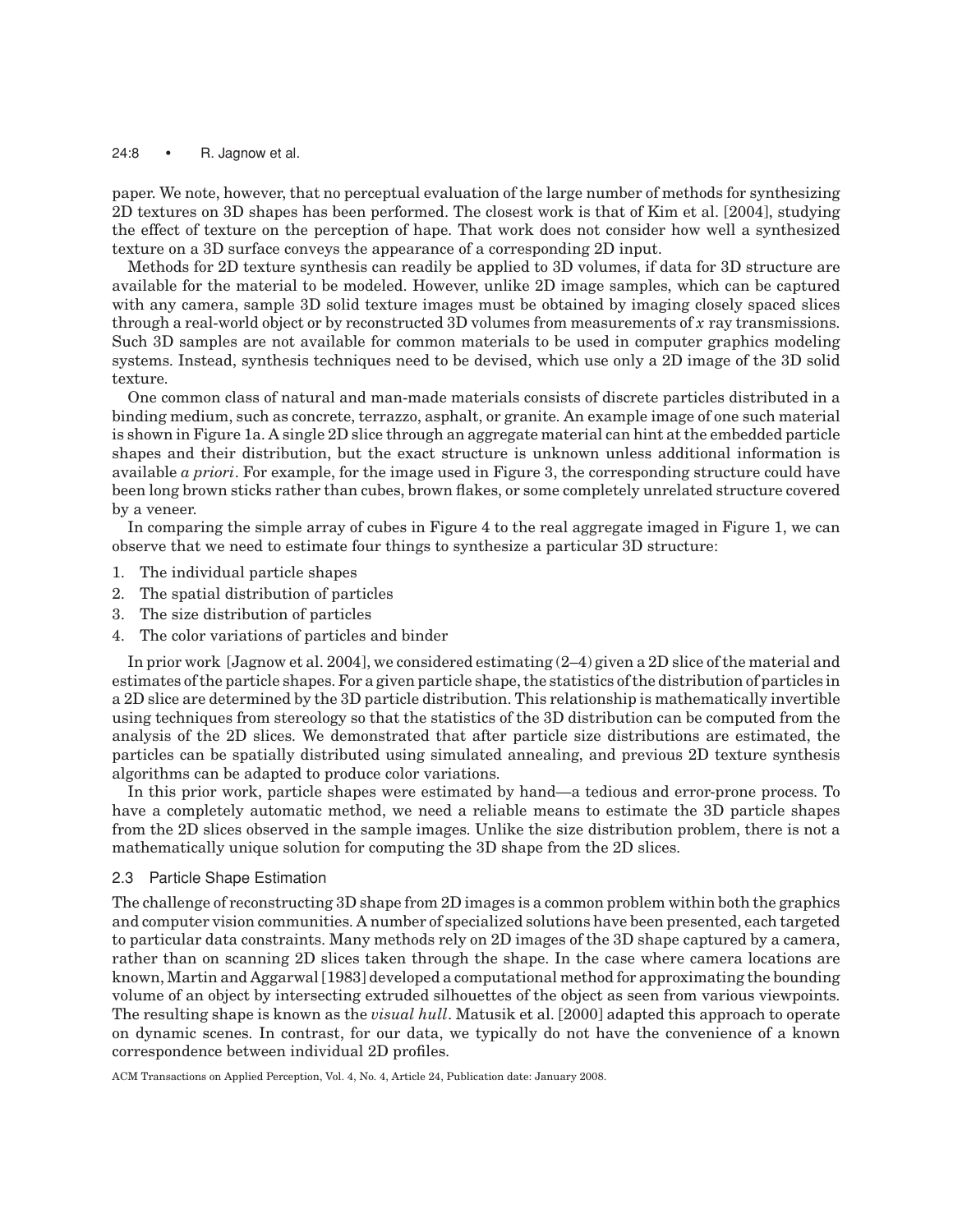paper. We note, however, that no perceptual evaluation of the large number of methods for synthesizing 2D textures on 3D shapes has been performed. The closest work is that of Kim et al. [2004], studying the effect of texture on the perception of hape. That work does not consider how well a synthesized texture on a 3D surface conveys the appearance of a corresponding 2D input.

Methods for 2D texture synthesis can readily be applied to 3D volumes, if data for 3D structure are available for the material to be modeled. However, unlike 2D image samples, which can be captured with any camera, sample 3D solid texture images must be obtained by imaging closely spaced slices through a real-world object or by reconstructed 3D volumes from measurements of $x$ ray transmissions. Such 3D samples are not available for common materials to be used in computer graphics modeling systems. Instead, synthesis techniques need to be devised, which use only a 2D image of the 3D solid texture.

One common class of natural and man-made materials consists of discrete particles distributed in a binding medium, such as concrete, terrazzo, asphalt, or granite. An example image of one such material is shown in Figure 1a. A single 2D slice through an aggregate material can hint at the embedded particle shapes and their distribution, but the exact structure is unknown unless additional information is available *a priori*. For example, for the image used in Figure 3, the corresponding structure could have been long brown sticks rather than cubes, brown flakes, or some completely unrelated structure covered by a veneer.

In comparing the simple array of cubes in Figure 4 to the real aggregate imaged in Figure 1, we can observe that we need to estimate four things to synthesize a particular 3D structure:

1. The individual particle shapes
2. The spatial distribution of particles
3. The size distribution of particles
4. The color variations of particles and binder

In prior work [Jagnow et al. 2004], we considered estimating (2–4) given a 2D slice of the material and estimates of the particle shapes. For a given particle shape, the statistics of the distribution of particles in a 2D slice are determined by the 3D particle distribution. This relationship is mathematically invertible using techniques from stereology so that the statistics of the 3D distribution can be computed from the analysis of the 2D slices. We demonstrated that after particle size distributions are estimated, the particles can be spatially distributed using simulated annealing, and previous 2D texture synthesis algorithms can be adapted to produce color variations.

In this prior work, particle shapes were estimated by hand—a tedious and error-prone process. To have a completely automatic method, we need a reliable means to estimate the 3D particle shapes from the 2D slices observed in the sample images. Unlike the size distribution problem, there is not a mathematically unique solution for computing the 3D shape from the 2D slices.

### 2.3 Particle Shape Estimation

The challenge of reconstructing 3D shape from 2D images is a common problem within both the graphics and computer vision communities. A number of specialized solutions have been presented, each targeted to particular data constraints. Many methods rely on 2D images of the 3D shape captured by a camera, rather than on scanning 2D slices taken through the shape. In the case where camera locations are known, Martin and Aggarwal [1983] developed a computational method for approximating the bounding volume of an object by intersecting extruded silhouettes of the object as seen from various viewpoints. The resulting shape is known as the *visual hull*. Matusik et al. [2000] adapted this approach to operate on dynamic scenes. In contrast, for our data, we typically do not have the convenience of a known correspondence between individual 2D profiles.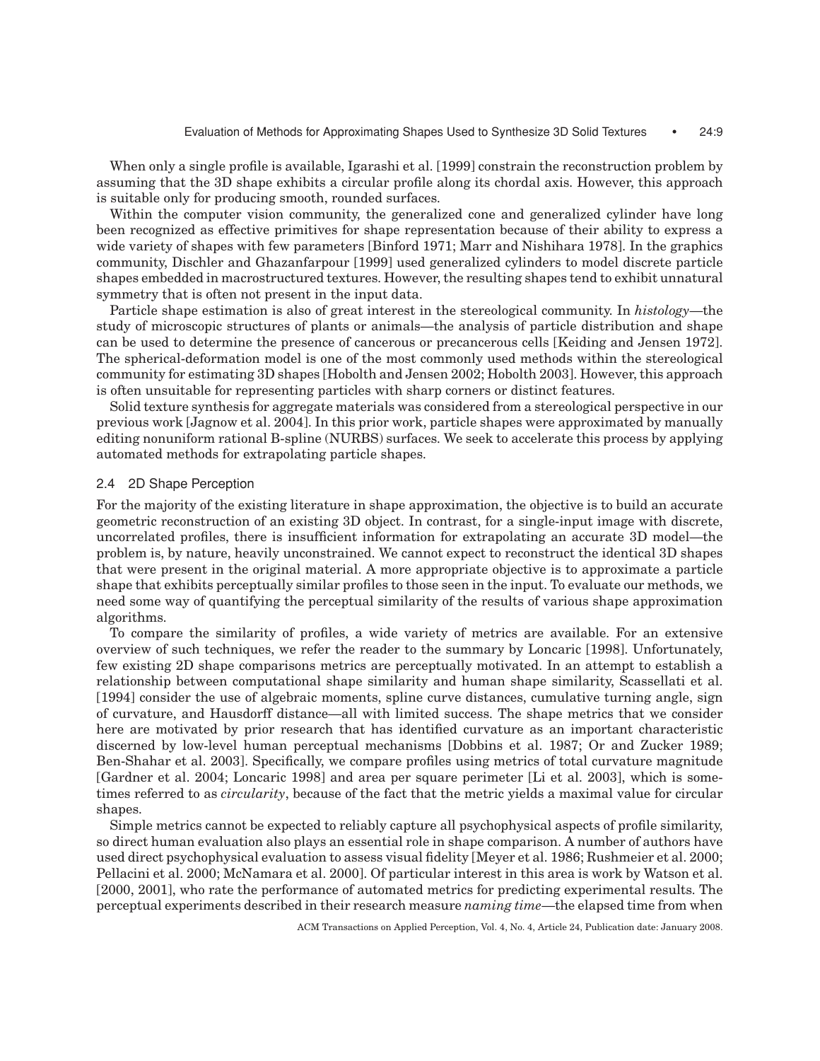When only a single profile is available, Igarashi et al. [1999] constrain the reconstruction problem by assuming that the 3D shape exhibits a circular profile along its chordal axis. However, this approach is suitable only for producing smooth, rounded surfaces.

Within the computer vision community, the generalized cone and generalized cylinder have long been recognized as effective primitives for shape representation because of their ability to express a wide variety of shapes with few parameters [Binford 1971; Marr and Nishihara 1978]. In the graphics community, Dischler and Ghazanfarpour [1999] used generalized cylinders to model discrete particle shapes embedded in macrostructured textures. However, the resulting shapes tend to exhibit unnatural symmetry that is often not present in the input data.

Particle shape estimation is also of great interest in the stereological community. In *histology*—the study of microscopic structures of plants or animals—the analysis of particle distribution and shape can be used to determine the presence of cancerous or precancerous cells [Keiding and Jensen 1972]. The spherical-deformation model is one of the most commonly used methods within the stereological community for estimating 3D shapes [Hobolth and Jensen 2002; Hobolth 2003]. However, this approach is often unsuitable for representing particles with sharp corners or distinct features.

Solid texture synthesis for aggregate materials was considered from a stereological perspective in our previous work [Jagnow et al. 2004]. In this prior work, particle shapes were approximated by manually editing nonuniform rational B-spline (NURBS) surfaces. We seek to accelerate this process by applying automated methods for extrapolating particle shapes.

### 2.4 2D Shape Perception

For the majority of the existing literature in shape approximation, the objective is to build an accurate geometric reconstruction of an existing 3D object. In contrast, for a single-input image with discrete, uncorrelated profiles, there is insufficient information for extrapolating an accurate 3D model—the problem is, by nature, heavily unconstrained. We cannot expect to reconstruct the identical 3D shapes that were present in the original material. A more appropriate objective is to approximate a particle shape that exhibits perceptually similar profiles to those seen in the input. To evaluate our methods, we need some way of quantifying the perceptual similarity of the results of various shape approximation algorithms.

To compare the similarity of profiles, a wide variety of metrics are available. For an extensive overview of such techniques, we refer the reader to the summary by Loncaric [1998]. Unfortunately, few existing 2D shape comparisons metrics are perceptually motivated. In an attempt to establish a relationship between computational shape similarity and human shape similarity, Scassellati et al. [1994] consider the use of algebraic moments, spline curve distances, cumulative turning angle, sign of curvature, and Hausdorff distance—all with limited success. The shape metrics that we consider here are motivated by prior research that has identified curvature as an important characteristic discerned by low-level human perceptual mechanisms [Dobbins et al. 1987; Or and Zucker 1989; Ben-Shahar et al. 2003]. Specifically, we compare profiles using metrics of total curvature magnitude [Gardner et al. 2004; Loncaric 1998] and area per square perimeter [Li et al. 2003], which is sometimes referred to as *circularity*, because of the fact that the metric yields a maximal value for circular shapes.

Simple metrics cannot be expected to reliably capture all psychophysical aspects of profile similarity, so direct human evaluation also plays an essential role in shape comparison. A number of authors have used direct psychophysical evaluation to assess visual fidelity [Meyer et al. 1986; Rushmeier et al. 2000; Pellacini et al. 2000; McNamara et al. 2000]. Of particular interest in this area is work by Watson et al. [2000, 2001], who rate the performance of automated metrics for predicting experimental results. The perceptual experiments described in their research measure *naming time*—the elapsed time from when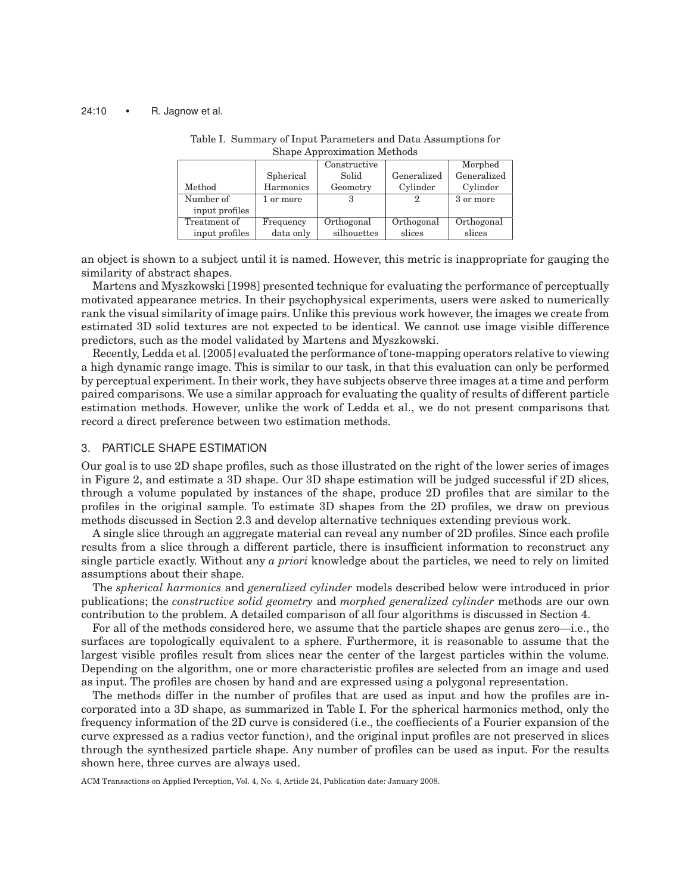Table I. Summary of Input Parameters and Data Assumptions for Shape Approximation Methods

| Method | Spherical Harmonics | Constructive Solid Geometry | Generalized Cylinder | Morphed Generalized Cylinder |
|---|---|---|---|---|
| Number of input profiles | 1 or more | 3 | 2 | 3 or more |
| Treatment of input profiles | Frequency data only | Orthogonal silhouettes | Orthogonal slices | Orthogonal slices |

an object is shown to a subject until it is named. However, this metric is inappropriate for gauging the similarity of abstract shapes.

Martens and Myszkowski [1998] presented technique for evaluating the performance of perceptually motivated appearance metrics. In their psychophysical experiments, users were asked to numerically rank the visual similarity of image pairs. Unlike this previous work however, the images we create from estimated 3D solid textures are not expected to be identical. We cannot use image visible difference predictors, such as the model validated by Martens and Myszkowski.

Recently, Ledda et al. [2005] evaluated the performance of tone-mapping operators relative to viewing a high dynamic range image. This is similar to our task, in that this evaluation can only be performed by perceptual experiment. In their work, they have subjects observe three images at a time and perform paired comparisons. We use a similar approach for evaluating the quality of results of different particle estimation methods. However, unlike the work of Ledda et al., we do not present comparisons that record a direct preference between two estimation methods.

## 3. PARTICLE SHAPE ESTIMATION

Our goal is to use 2D shape profiles, such as those illustrated on the right of the lower series of images in Figure 2, and estimate a 3D shape. Our 3D shape estimation will be judged successful if 2D slices, through a volume populated by instances of the shape, produce 2D profiles that are similar to the profiles in the original sample. To estimate 3D shapes from the 2D profiles, we draw on previous methods discussed in Section 2.3 and develop alternative techniques extending previous work.

A single slice through an aggregate material can reveal any number of 2D profiles. Since each profile results from a slice through a different particle, there is insufficient information to reconstruct any single particle exactly. Without any *a priori* knowledge about the particles, we need to rely on limited assumptions about their shape.

The *spherical harmonics* and *generalized cylinder* models described below were introduced in prior publications; the *constructive solid geometry* and *morphed generalized cylinder* methods are our own contribution to the problem. A detailed comparison of all four algorithms is discussed in Section 4.

For all of the methods considered here, we assume that the particle shapes are genus zero—i.e., the surfaces are topologically equivalent to a sphere. Furthermore, it is reasonable to assume that the largest visible profiles result from slices near the center of the largest particles within the volume. Depending on the algorithm, one or more characteristic profiles are selected from an image and used as input. The profiles are chosen by hand and are expressed using a polygonal representation.

The methods differ in the number of profiles that are used as input and how the profiles are incorporated into a 3D shape, as summarized in Table I. For the spherical harmonics method, only the frequency information of the 2D curve is considered (i.e., the coeffiecients of a Fourier expansion of the curve expressed as a radius vector function), and the original input profiles are not preserved in slices through the synthesized particle shape. Any number of profiles can be used as input. For the results shown here, three curves are always used.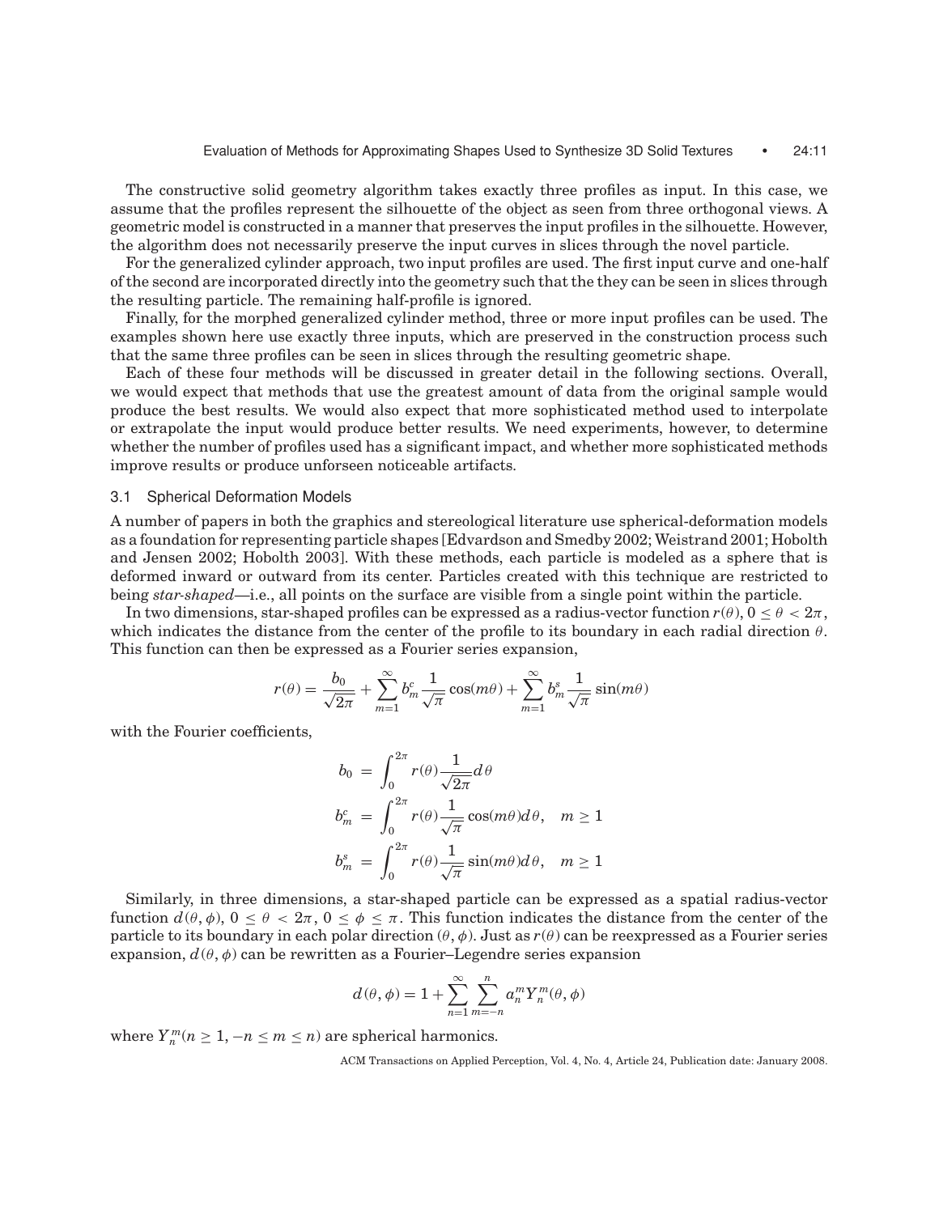The constructive solid geometry algorithm takes exactly three profiles as input. In this case, we assume that the profiles represent the silhouette of the object as seen from three orthogonal views. A geometric model is constructed in a manner that preserves the input profiles in the silhouette. However, the algorithm does not necessarily preserve the input curves in slices through the novel particle.

For the generalized cylinder approach, two input profiles are used. The first input curve and one-half of the second are incorporated directly into the geometry such that the they can be seen in slices through the resulting particle. The remaining half-profile is ignored.

Finally, for the morphed generalized cylinder method, three or more input profiles can be used. The examples shown here use exactly three inputs, which are preserved in the construction process such that the same three profiles can be seen in slices through the resulting geometric shape.

Each of these four methods will be discussed in greater detail in the following sections. Overall, we would expect that methods that use the greatest amount of data from the original sample would produce the best results. We would also expect that more sophisticated method used to interpolate or extrapolate the input would produce better results. We need experiments, however, to determine whether the number of profiles used has a significant impact, and whether more sophisticated methods improve results or produce unforseen noticeable artifacts.

### 3.1 Spherical Deformation Models

A number of papers in both the graphics and stereological literature use spherical-deformation models as a foundation for representing particle shapes [Edvardson and Smedby 2002; Weistrand 2001; Hobolth and Jensen 2002; Hobolth 2003]. With these methods, each particle is modeled as a sphere that is deformed inward or outward from its center. Particles created with this technique are restricted to being *star-shaped*—i.e., all points on the surface are visible from a single point within the particle.

In two dimensions, star-shaped profiles can be expressed as a radius-vector function $r(\theta)$, $0 \leq \theta < 2\pi$, which indicates the distance from the center of the profile to its boundary in each radial direction $\theta$. This function can then be expressed as a Fourier series expansion,

$$r(\theta) = \frac{b_0}{\sqrt{2\pi}} + \sum_{m=1}^{\infty} b_m^c \frac{1}{\sqrt{\pi}} \cos(m\theta) + \sum_{m=1}^{\infty} b_m^s \frac{1}{\sqrt{\pi}} \sin(m\theta)$$

with the Fourier coefficients,

$$\begin{aligned}
b_0 &= \int_0^{2\pi} r(\theta) \frac{1}{\sqrt{2\pi}} d\theta \\
b_m^c &= \int_0^{2\pi} r(\theta) \frac{1}{\sqrt{\pi}} \cos(m\theta) d\theta, \quad m \geq 1 \\
b_m^s &= \int_0^{2\pi} r(\theta) \frac{1}{\sqrt{\pi}} \sin(m\theta) d\theta, \quad m \geq 1
\end{aligned}$$

Similarly, in three dimensions, a star-shaped particle can be expressed as a spatial radius-vector function $d(\theta, \phi)$, $0 \leq \theta < 2\pi$, $0 \leq \phi \leq \pi$. This function indicates the distance from the center of the particle to its boundary in each polar direction $(\theta, \phi)$. Just as $r(\theta)$ can be reexpressed as a Fourier series expansion, $d(\theta, \phi)$ can be rewritten as a Fourier–Legendre series expansion

$$d(\theta, \phi) = 1 + \sum_{n=1}^{\infty} \sum_{m=-n}^{n} a_n^m Y_n^m(\theta, \phi)$$

where $Y_n^m (n \geq 1, -n \leq m \leq n)$ are spherical harmonics.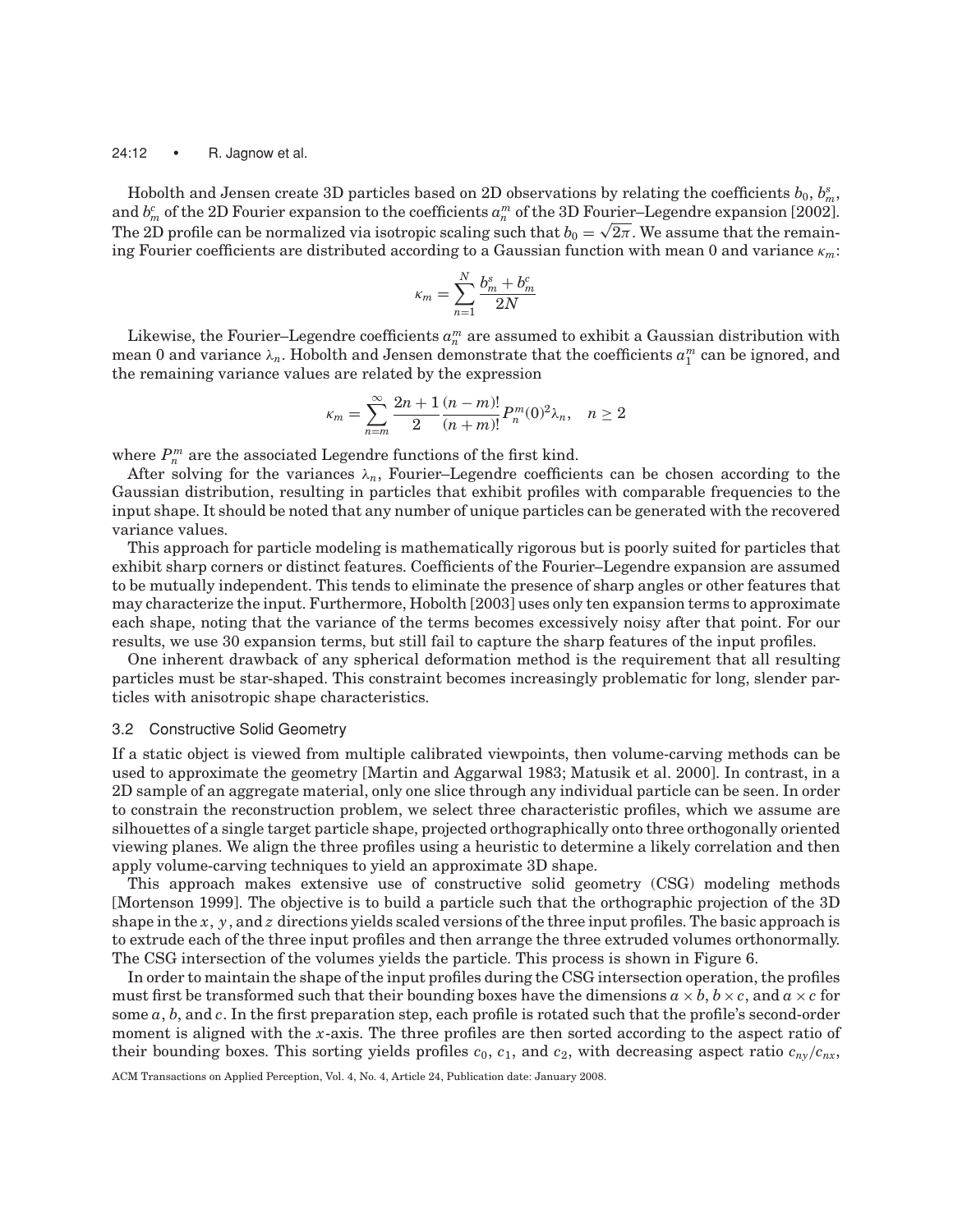Hobolth and Jensen create 3D particles based on 2D observations by relating the coefficients $b_0$, $b_m^s$, and $b_m^c$ of the 2D Fourier expansion to the coefficients $a_n^m$ of the 3D Fourier–Legendre expansion [2002]. The 2D profile can be normalized via isotropic scaling such that $b_0 = \sqrt{2\pi}$. We assume that the remaining Fourier coefficients are distributed according to a Gaussian function with mean 0 and variance $\kappa_m$:

$$\kappa_m = \sum_{n=1}^{N} \frac{b_m^s + b_m^c}{2N}$$

Likewise, the Fourier–Legendre coefficients $a_n^m$ are assumed to exhibit a Gaussian distribution with mean 0 and variance $\lambda_n$. Hobolth and Jensen demonstrate that the coefficients $a_1^m$ can be ignored, and the remaining variance values are related by the expression

$$\kappa_m = \sum_{n=m}^{\infty} \frac{2n+1}{2} \frac{(n-m)!}{(n+m)!} P_n^m(0)^2 \lambda_n, \quad n \geq 2$$

where $P_n^m$ are the associated Legendre functions of the first kind.

After solving for the variances $\lambda_n$, Fourier–Legendre coefficients can be chosen according to the Gaussian distribution, resulting in particles that exhibit profiles with comparable frequencies to the input shape. It should be noted that any number of unique particles can be generated with the recovered variance values.

This approach for particle modeling is mathematically rigorous but is poorly suited for particles that exhibit sharp corners or distinct features. Coefficients of the Fourier–Legendre expansion are assumed to be mutually independent. This tends to eliminate the presence of sharp angles or other features that may characterize the input. Furthermore, Hobolth [2003] uses only ten expansion terms to approximate each shape, noting that the variance of the terms becomes excessively noisy after that point. For our results, we use 30 expansion terms, but still fail to capture the sharp features of the input profiles.

One inherent drawback of any spherical deformation method is the requirement that all resulting particles must be star-shaped. This constraint becomes increasingly problematic for long, slender particles with anisotropic shape characteristics.

### 3.2 Constructive Solid Geometry

If a static object is viewed from multiple calibrated viewpoints, then volume-carving methods can be used to approximate the geometry [Martin and Aggarwal 1983; Matusik et al. 2000]. In contrast, in a 2D sample of an aggregate material, only one slice through any individual particle can be seen. In order to constrain the reconstruction problem, we select three characteristic profiles, which we assume are silhouettes of a single target particle shape, projected orthographically onto three orthogonally oriented viewing planes. We align the three profiles using a heuristic to determine a likely correlation and then apply volume-carving techniques to yield an approximate 3D shape.

This approach makes extensive use of constructive solid geometry (CSG) modeling methods [Mortenson 1999]. The objective is to build a particle such that the orthographic projection of the 3D shape in the $x$, $y$, and $z$ directions yields scaled versions of the three input profiles. The basic approach is to extrude each of the three input profiles and then arrange the three extruded volumes orthonormally. The CSG intersection of the volumes yields the particle. This process is shown in Figure 6.

In order to maintain the shape of the input profiles during the CSG intersection operation, the profiles must first be transformed such that their bounding boxes have the dimensions $a \times b$, $b \times c$, and $a \times c$ for some $a$, $b$, and $c$. In the first preparation step, each profile is rotated such that the profile's second-order moment is aligned with the $x$-axis. The three profiles are then sorted according to the aspect ratio of their bounding boxes. This sorting yields profiles $c_0$, $c_1$, and $c_2$, with decreasing aspect ratio $c_{ny}/c_{nx}$,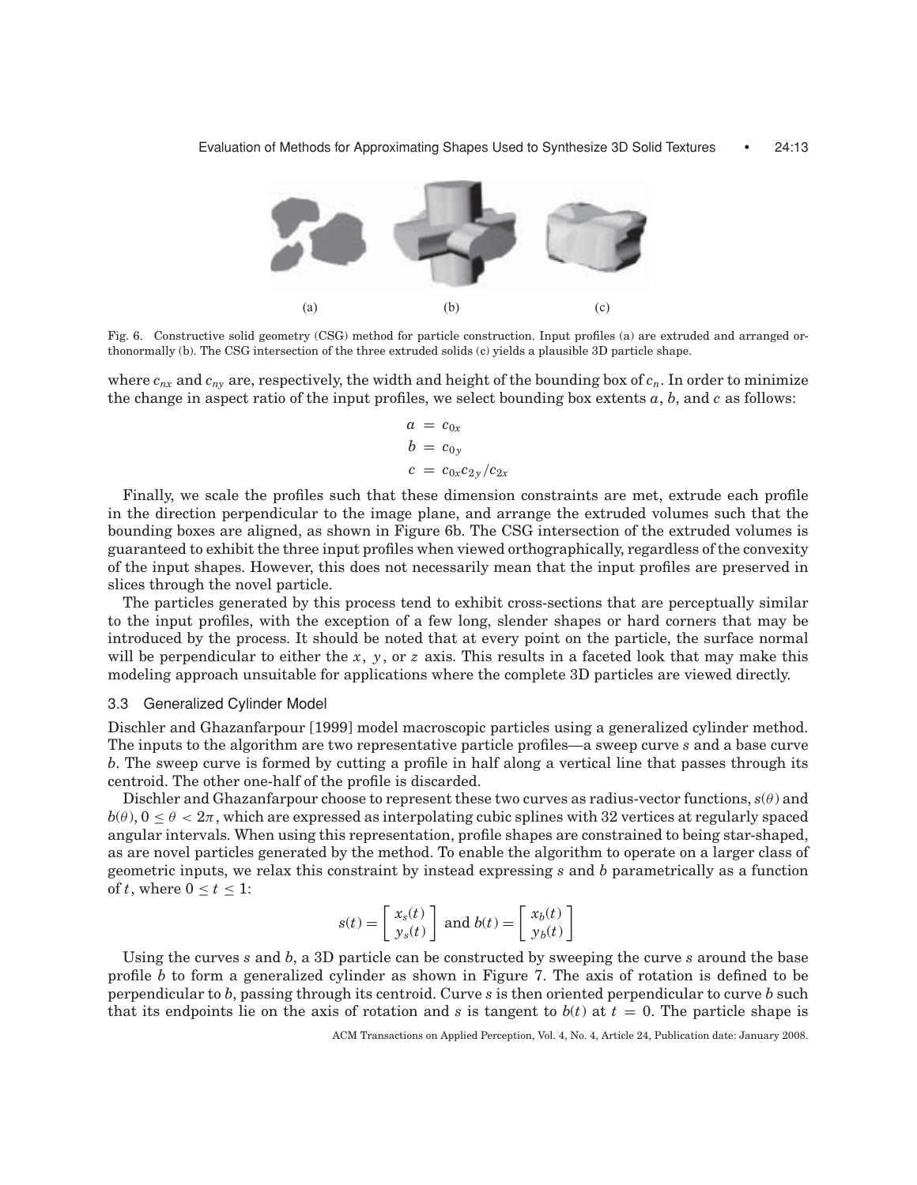(a) (b) (c)

Fig. 6. Constructive solid geometry (CSG) method for particle construction. Input profiles (a) are extruded and arranged orthonormally (b). The CSG intersection of the three extruded solids (c) yields a plausible 3D particle shape.

where $c_{nx}$ and $c_{ny}$ are, respectively, the width and height of the bounding box of $c_n$. In order to minimize the change in aspect ratio of the input profiles, we select bounding box extents $a$, $b$, and $c$ as follows:

$$\begin{aligned} a &= c_{0x} \\ b &= c_{0y} \\ c &= c_{0x} c_{2y} / c_{2x} \end{aligned}$$

Finally, we scale the profiles such that these dimension constraints are met, extrude each profile in the direction perpendicular to the image plane, and arrange the extruded volumes such that the bounding boxes are aligned, as shown in Figure 6b. The CSG intersection of the extruded volumes is guaranteed to exhibit the three input profiles when viewed orthographically, regardless of the convexity of the input shapes. However, this does not necessarily mean that the input profiles are preserved in slices through the novel particle.

The particles generated by this process tend to exhibit cross-sections that are perceptually similar to the input profiles, with the exception of a few long, slender shapes or hard corners that may be introduced by the process. It should be noted that at every point on the particle, the surface normal will be perpendicular to either the $x$, $y$, or $z$ axis. This results in a faceted look that may make this modeling approach unsuitable for applications where the complete 3D particles are viewed directly.

### 3.3 Generalized Cylinder Model

Dischler and Ghazanfarpour [1999] model macroscopic particles using a generalized cylinder method. The inputs to the algorithm are two representative particle profiles—a sweep curve $s$ and a base curve $b$. The sweep curve is formed by cutting a profile in half along a vertical line that passes through its centroid. The other one-half of the profile is discarded.

Dischler and Ghazanfarpour choose to represent these two curves as radius-vector functions, $s(\theta)$ and $b(\theta)$, $0 \leq \theta < 2\pi$, which are expressed as interpolating cubic splines with 32 vertices at regularly spaced angular intervals. When using this representation, profile shapes are constrained to being star-shaped, as are novel particles generated by the method. To enable the algorithm to operate on a larger class of geometric inputs, we relax this constraint by instead expressing $s$ and $b$ parametrically as a function of $t$, where $0 \leq t \leq 1$:

$$s(t) = \begin{bmatrix} x_s(t) \\ y_s(t) \end{bmatrix} \text{ and } b(t) = \begin{bmatrix} x_b(t) \\ y_b(t) \end{bmatrix}$$

Using the curves $s$ and $b$, a 3D particle can be constructed by sweeping the curve $s$ around the base profile $b$ to form a generalized cylinder as shown in Figure 7. The axis of rotation is defined to be perpendicular to $b$, passing through its centroid. Curve $s$ is then oriented perpendicular to curve $b$ such that its endpoints lie on the axis of rotation and $s$ is tangent to $b(t)$ at $t = 0$. The particle shape is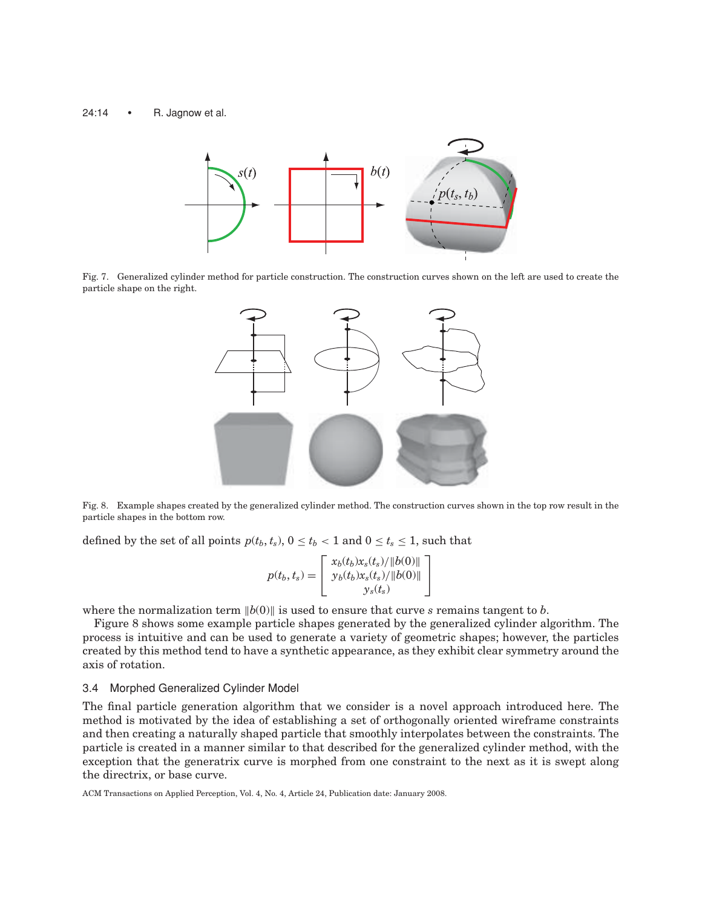Fig. 7. Generalized cylinder method for particle construction. The construction curves shown on the left are used to create the particle shape on the right.

Fig. 8. Example shapes created by the generalized cylinder method. The construction curves shown in the top row result in the particle shapes in the bottom row.

defined by the set of all points $p(t_b, t_s)$, $0 \leq t_b < 1$ and $0 \leq t_s \leq 1$, such that

$$p(t_b, t_s) = \begin{bmatrix} x_b(t_b)x_s(t_s)/\|b(0)\| \\ y_b(t_b)x_s(t_s)/\|b(0)\| \\ y_s(t_s) \end{bmatrix}$$

where the normalization term $\|b(0)\|$ is used to ensure that curve $s$ remains tangent to $b$.

Figure 8 shows some example particle shapes generated by the generalized cylinder algorithm. The process is intuitive and can be used to generate a variety of geometric shapes; however, the particles created by this method tend to have a synthetic appearance, as they exhibit clear symmetry around the axis of rotation.

### 3.4 Morphed Generalized Cylinder Model

The final particle generation algorithm that we consider is a novel approach introduced here. The method is motivated by the idea of establishing a set of orthogonally oriented wireframe constraints and then creating a naturally shaped particle that smoothly interpolates between the constraints. The particle is created in a manner similar to that described for the generalized cylinder method, with the exception that the generatrix curve is morphed from one constraint to the next as it is swept along the directrix, or base curve.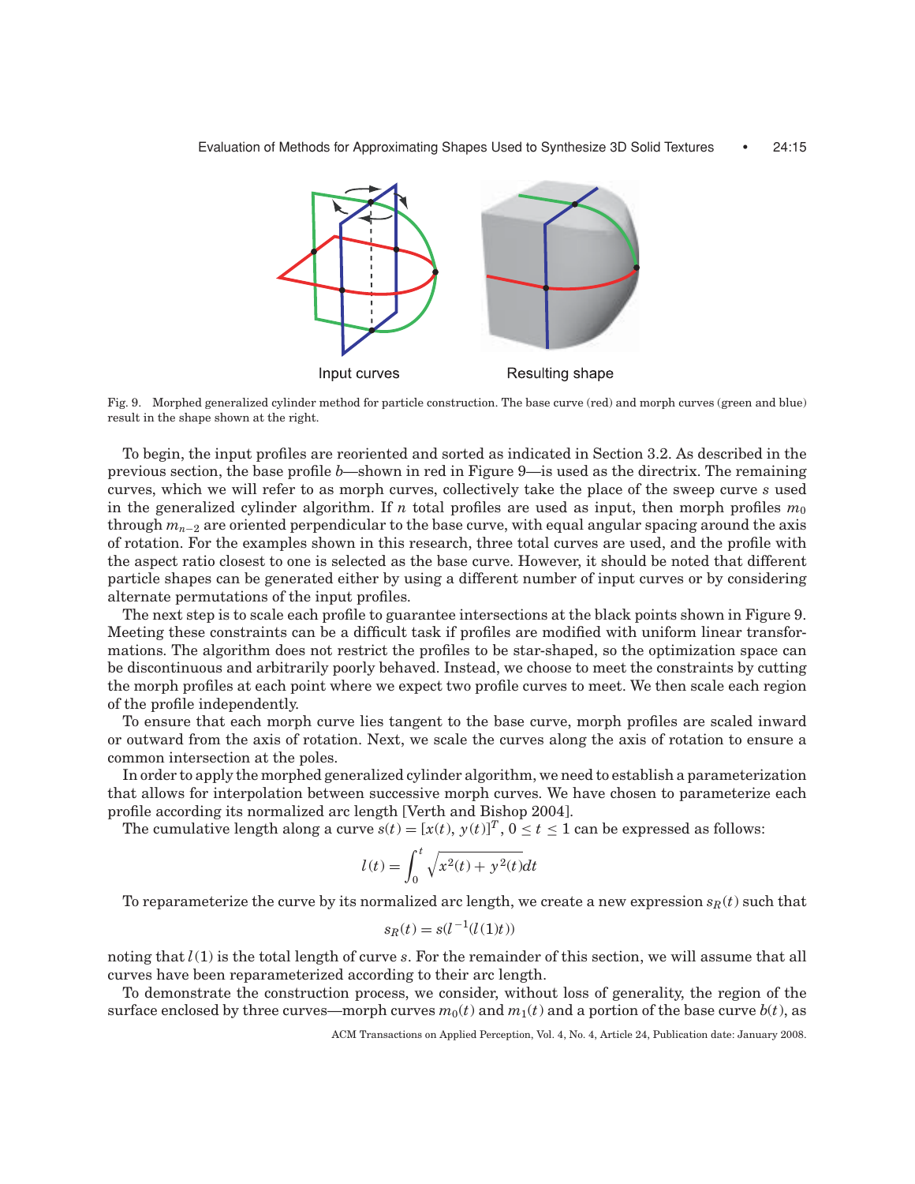Input curves    Resulting shape

Fig. 9. Morphed generalized cylinder method for particle construction. The base curve (red) and morph curves (green and blue) result in the shape shown at the right.

To begin, the input profiles are reoriented and sorted as indicated in Section 3.2. As described in the previous section, the base profile $b$—shown in red in Figure 9—is used as the directrix. The remaining curves, which we will refer to as morph curves, collectively take the place of the sweep curve $s$ used in the generalized cylinder algorithm. If $n$ total profiles are used as input, then morph profiles $m_0$ through $m_{n-2}$ are oriented perpendicular to the base curve, with equal angular spacing around the axis of rotation. For the examples shown in this research, three total curves are used, and the profile with the aspect ratio closest to one is selected as the base curve. However, it should be noted that different particle shapes can be generated either by using a different number of input curves or by considering alternate permutations of the input profiles.

The next step is to scale each profile to guarantee intersections at the black points shown in Figure 9. Meeting these constraints can be a difficult task if profiles are modified with uniform linear transformations. The algorithm does not restrict the profiles to be star-shaped, so the optimization space can be discontinuous and arbitrarily poorly behaved. Instead, we choose to meet the constraints by cutting the morph profiles at each point where we expect two profile curves to meet. We then scale each region of the profile independently.

To ensure that each morph curve lies tangent to the base curve, morph profiles are scaled inward or outward from the axis of rotation. Next, we scale the curves along the axis of rotation to ensure a common intersection at the poles.

In order to apply the morphed generalized cylinder algorithm, we need to establish a parameterization that allows for interpolation between successive morph curves. We have chosen to parameterize each profile according its normalized arc length [Verth and Bishop 2004].

The cumulative length along a curve $s(t) = [x(t), y(t)]^T$, $0 \leq t \leq 1$ can be expressed as follows:

$$l(t) = \int_0^t \sqrt{x^2(t) + y^2(t)}dt$$

To reparameterize the curve by its normalized arc length, we create a new expression $s_R(t)$ such that

$$s_R(t) = s(l^{-1}(l(1)t))$$

noting that $l(1)$ is the total length of curve $s$. For the remainder of this section, we will assume that all curves have been reparameterized according to their arc length.

To demonstrate the construction process, we consider, without loss of generality, the region of the surface enclosed by three curves—morph curves $m_0(t)$ and $m_1(t)$ and a portion of the base curve $b(t)$, as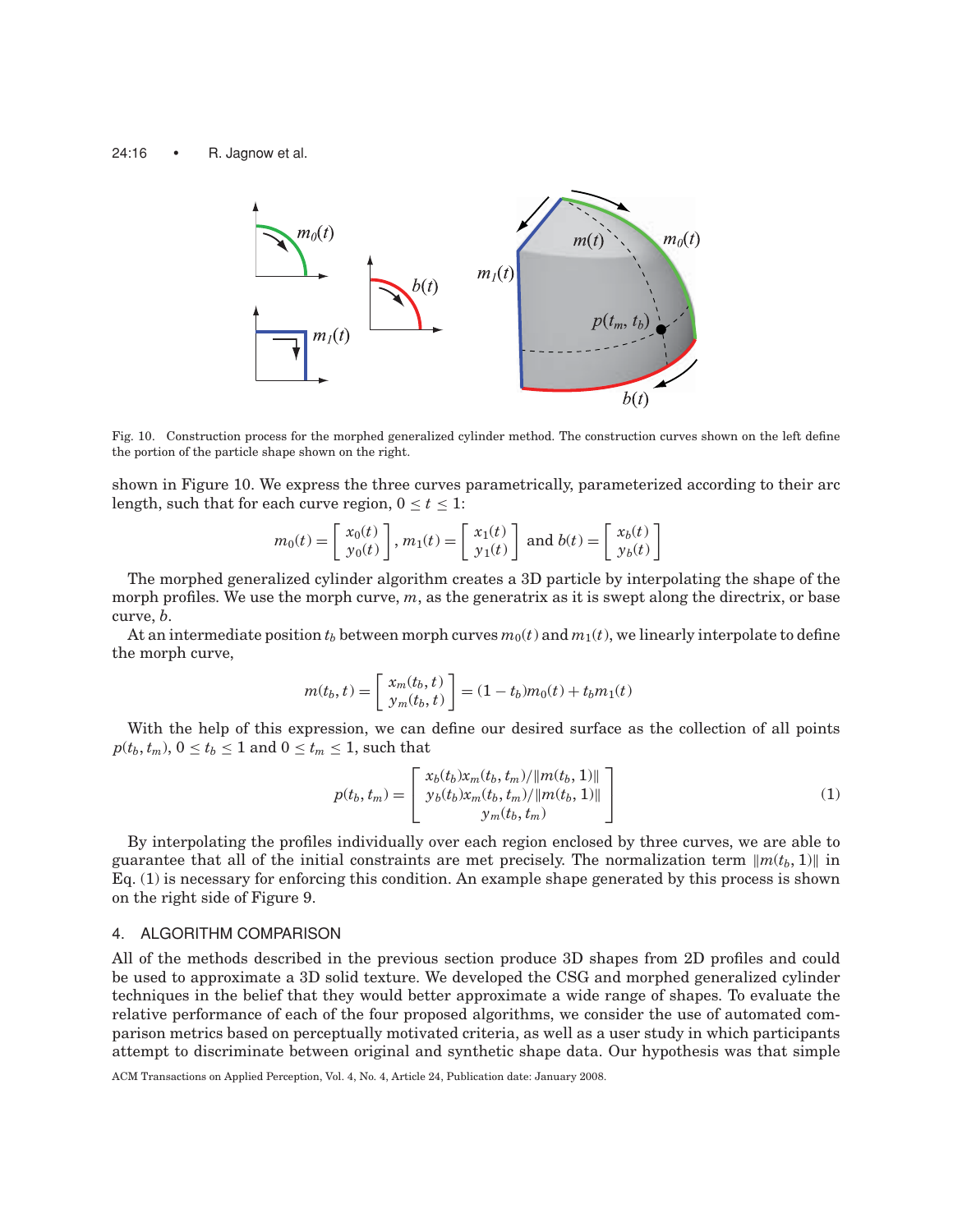Fig. 10. Construction process for the morphed generalized cylinder method. The construction curves shown on the left define the portion of the particle shape shown on the right.

shown in Figure 10. We express the three curves parametrically, parameterized according to their arc length, such that for each curve region, $0 \le t \le 1$:

$$m_0(t) = \begin{bmatrix} x_0(t) \\ y_0(t) \end{bmatrix}, \; m_1(t) = \begin{bmatrix} x_1(t) \\ y_1(t) \end{bmatrix} \text{ and } b(t) = \begin{bmatrix} x_b(t) \\ y_b(t) \end{bmatrix}$$

The morphed generalized cylinder algorithm creates a 3D particle by interpolating the shape of the morph profiles. We use the morph curve, $m$, as the generatrix as it is swept along the directrix, or base curve, $b$.

At an intermediate position $t_b$ between morph curves $m_0(t)$ and $m_1(t)$, we linearly interpolate to define the morph curve,

$$m(t_b, t) = \begin{bmatrix} x_m(t_b, t) \\ y_m(t_b, t) \end{bmatrix} = (1 - t_b)m_0(t) + t_b m_1(t)$$

With the help of this expression, we can define our desired surface as the collection of all points $p(t_b, t_m)$, $0 \le t_b \le 1$ and $0 \le t_m \le 1$, such that

$$p(t_b, t_m) = \begin{bmatrix} x_b(t_b)x_m(t_b, t_m)/\|m(t_b, 1)\| \\ y_b(t_b)x_m(t_b, t_m)/\|m(t_b, 1)\| \\ y_m(t_b, t_m) \end{bmatrix} \tag{1}$$

By interpolating the profiles individually over each region enclosed by three curves, we are able to guarantee that all of the initial constraints are met precisely. The normalization term $\|m(t_b, 1)\|$ in Eq. (1) is necessary for enforcing this condition. An example shape generated by this process is shown on the right side of Figure 9.

## 4. ALGORITHM COMPARISON

All of the methods described in the previous section produce 3D shapes from 2D profiles and could be used to approximate a 3D solid texture. We developed the CSG and morphed generalized cylinder techniques in the belief that they would better approximate a wide range of shapes. To evaluate the relative performance of each of the four proposed algorithms, we consider the use of automated comparison metrics based on perceptually motivated criteria, as well as a user study in which participants attempt to discriminate between original and synthetic shape data. Our hypothesis was that simple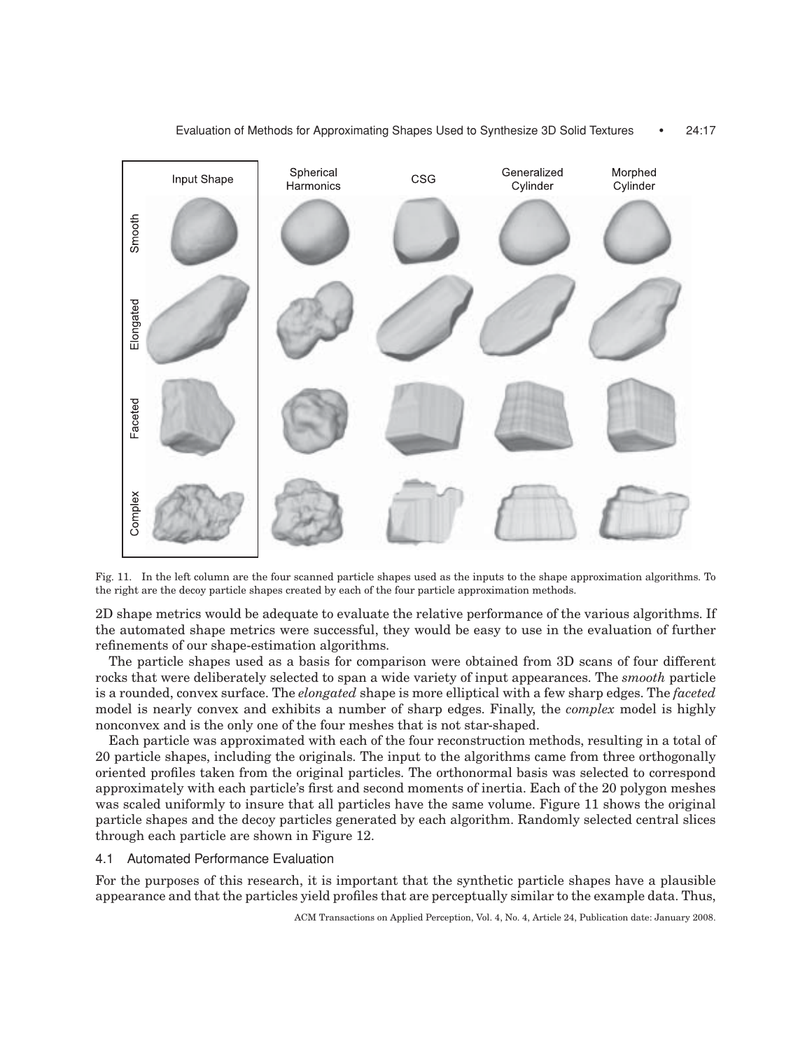Fig. 11. In the left column are the four scanned particle shapes used as the inputs to the shape approximation algorithms. To the right are the decoy particle shapes created by each of the four particle approximation methods.

2D shape metrics would be adequate to evaluate the relative performance of the various algorithms. If the automated shape metrics were successful, they would be easy to use in the evaluation of further refinements of our shape-estimation algorithms.

The particle shapes used as a basis for comparison were obtained from 3D scans of four different rocks that were deliberately selected to span a wide variety of input appearances. The *smooth* particle is a rounded, convex surface. The *elongated* shape is more elliptical with a few sharp edges. The *faceted* model is nearly convex and exhibits a number of sharp edges. Finally, the *complex* model is highly nonconvex and is the only one of the four meshes that is not star-shaped.

Each particle was approximated with each of the four reconstruction methods, resulting in a total of 20 particle shapes, including the originals. The input to the algorithms came from three orthogonally oriented profiles taken from the original particles. The orthonormal basis was selected to correspond approximately with each particle's first and second moments of inertia. Each of the 20 polygon meshes was scaled uniformly to insure that all particles have the same volume. Figure 11 shows the original particle shapes and the decoy particles generated by each algorithm. Randomly selected central slices through each particle are shown in Figure 12.

## 4.1 Automated Performance Evaluation

For the purposes of this research, it is important that the synthetic particle shapes have a plausible appearance and that the particles yield profiles that are perceptually similar to the example data. Thus,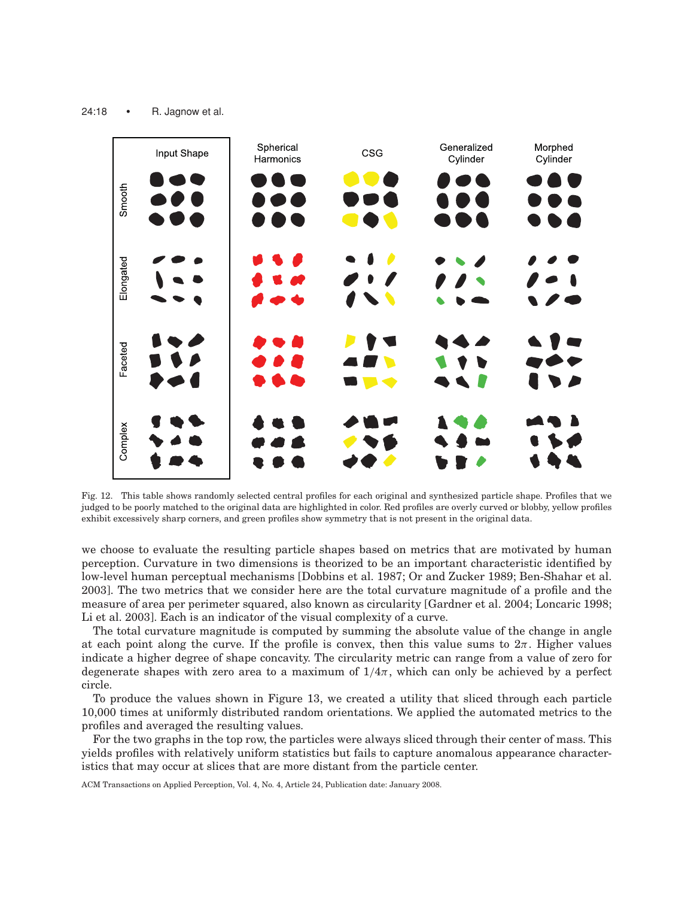Fig. 12. This table shows randomly selected central profiles for each original and synthesized particle shape. Profiles that we judged to be poorly matched to the original data are highlighted in color. Red profiles are overly curved or blobby, yellow profiles exhibit excessively sharp corners, and green profiles show symmetry that is not present in the original data.

we choose to evaluate the resulting particle shapes based on metrics that are motivated by human perception. Curvature in two dimensions is theorized to be an important characteristic identified by low-level human perceptual mechanisms [Dobbins et al. 1987; Or and Zucker 1989; Ben-Shahar et al. 2003]. The two metrics that we consider here are the total curvature magnitude of a profile and the measure of area per perimeter squared, also known as circularity [Gardner et al. 2004; Loncaric 1998; Li et al. 2003]. Each is an indicator of the visual complexity of a curve.

The total curvature magnitude is computed by summing the absolute value of the change in angle at each point along the curve. If the profile is convex, then this value sums to $2\pi$. Higher values indicate a higher degree of shape concavity. The circularity metric can range from a value of zero for degenerate shapes with zero area to a maximum of $1/4\pi$, which can only be achieved by a perfect circle.

To produce the values shown in Figure 13, we created a utility that sliced through each particle 10,000 times at uniformly distributed random orientations. We applied the automated metrics to the profiles and averaged the resulting values.

For the two graphs in the top row, the particles were always sliced through their center of mass. This yields profiles with relatively uniform statistics but fails to capture anomalous appearance characteristics that may occur at slices that are more distant from the particle center.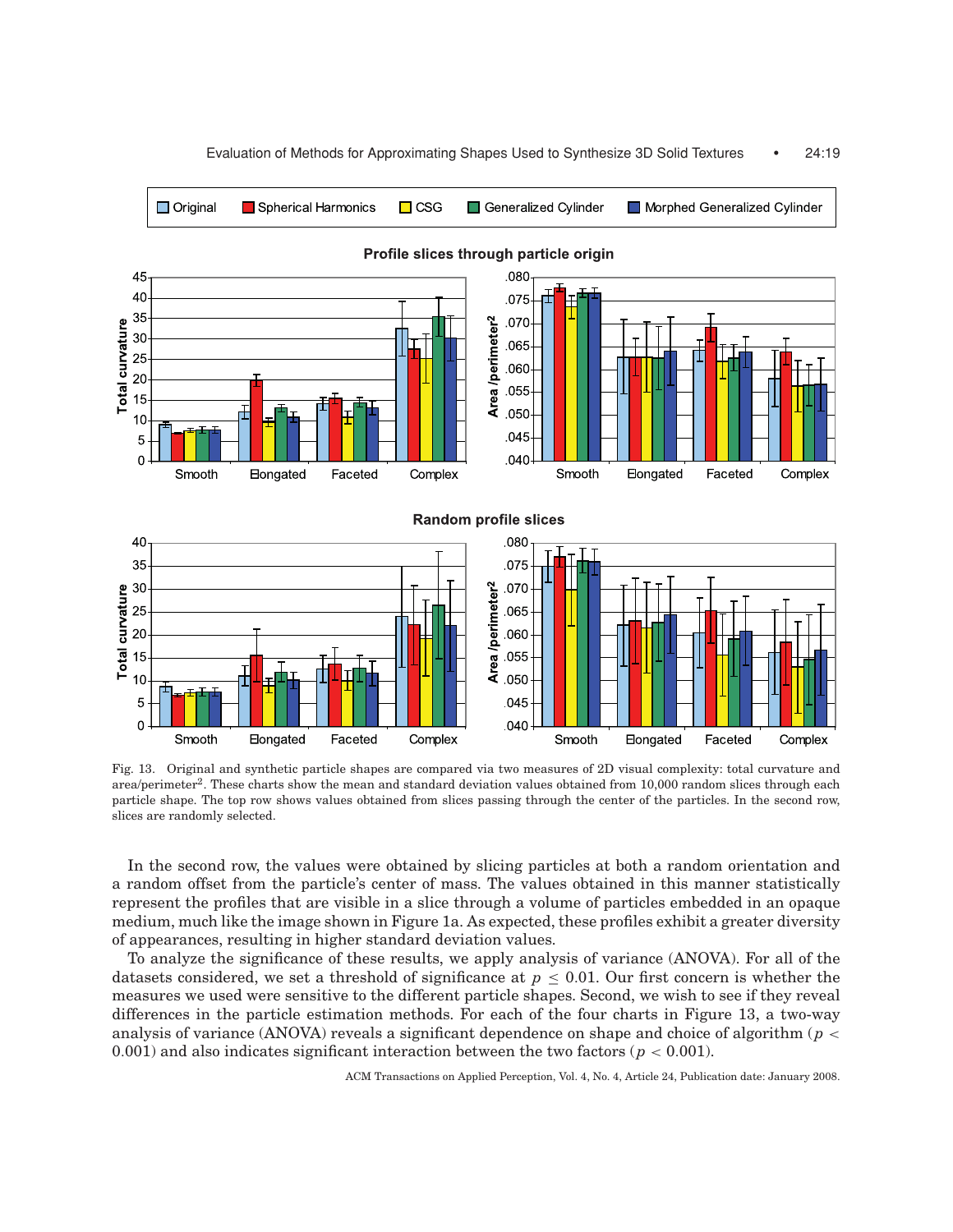Fig. 13. Original and synthetic particle shapes are compared via two measures of 2D visual complexity: total curvature and area/perimeter$^2$. These charts show the mean and standard deviation values obtained from 10,000 random slices through each particle shape. The top row shows values obtained from slices passing through the center of the particles. In the second row, slices are randomly selected.

In the second row, the values were obtained by slicing particles at both a random orientation and a random offset from the particle's center of mass. The values obtained in this manner statistically represent the profiles that are visible in a slice through a volume of particles embedded in an opaque medium, much like the image shown in Figure 1a. As expected, these profiles exhibit a greater diversity of appearances, resulting in higher standard deviation values.

To analyze the significance of these results, we apply analysis of variance (ANOVA). For all of the datasets considered, we set a threshold of significance at $p \leq 0.01$. Our first concern is whether the measures we used were sensitive to the different particle shapes. Second, we wish to see if they reveal differences in the particle estimation methods. For each of the four charts in Figure 13, a two-way analysis of variance (ANOVA) reveals a significant dependence on shape and choice of algorithm ($p < 0.001$) and also indicates significant interaction between the two factors ($p < 0.001$).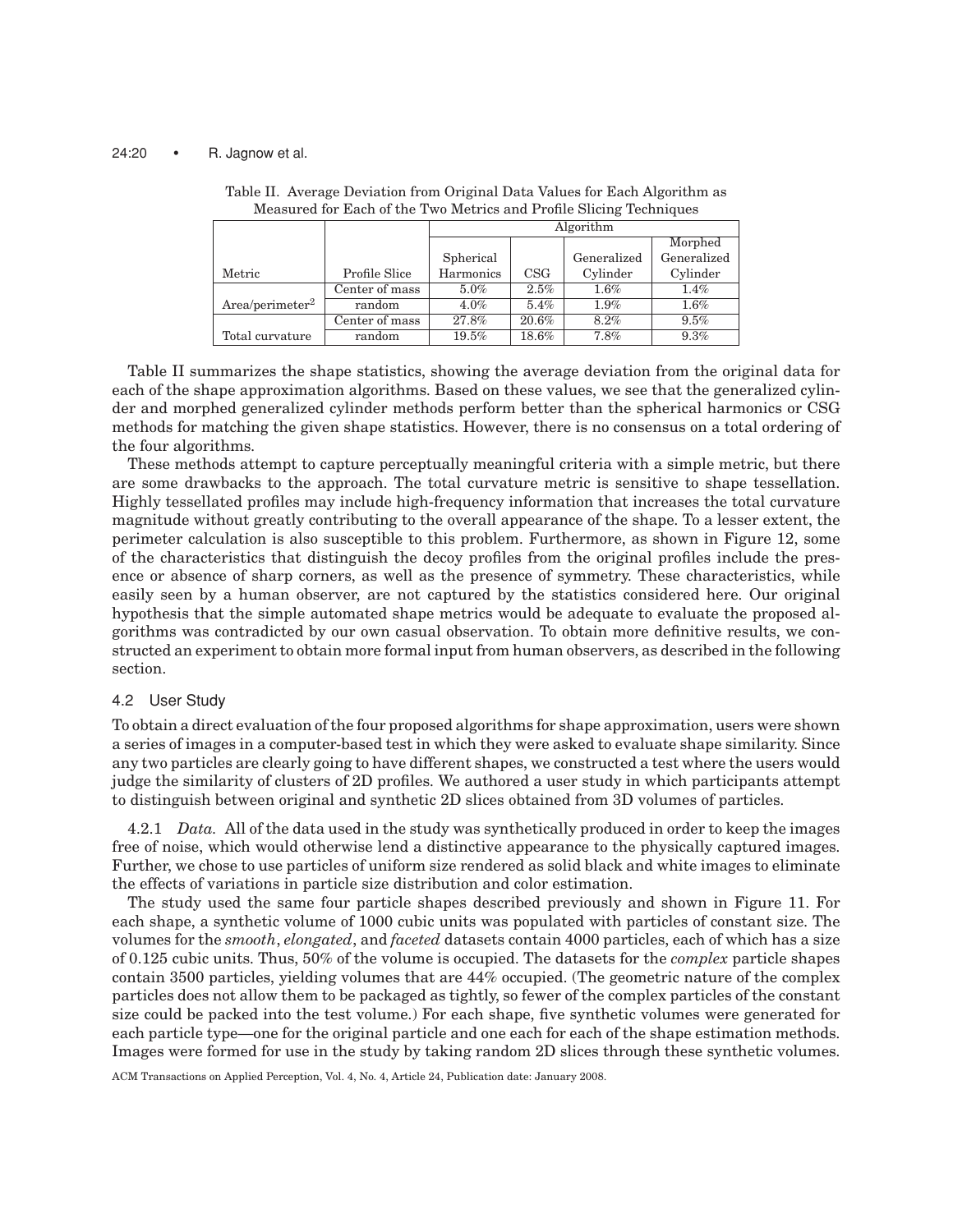Table II. Average Deviation from Original Data Values for Each Algorithm as Measured for Each of the Two Metrics and Profile Slicing Techniques

| | | Algorithm | | | |
|---|---|---|---|---|---|
| Metric | Profile Slice | Spherical Harmonics | CSG | Generalized Cylinder | Morphed Generalized Cylinder |
| Area/perimeter$^2$ | Center of mass | 5.0% | 2.5% | 1.6% | 1.4% |
| | random | 4.0% | 5.4% | 1.9% | 1.6% |
| Total curvature | Center of mass | 27.8% | 20.6% | 8.2% | 9.5% |
| | random | 19.5% | 18.6% | 7.8% | 9.3% |

Table II summarizes the shape statistics, showing the average deviation from the original data for each of the shape approximation algorithms. Based on these values, we see that the generalized cylinder and morphed generalized cylinder methods perform better than the spherical harmonics or CSG methods for matching the given shape statistics. However, there is no consensus on a total ordering of the four algorithms.

These methods attempt to capture perceptually meaningful criteria with a simple metric, but there are some drawbacks to the approach. The total curvature metric is sensitive to shape tessellation. Highly tessellated profiles may include high-frequency information that increases the total curvature magnitude without greatly contributing to the overall appearance of the shape. To a lesser extent, the perimeter calculation is also susceptible to this problem. Furthermore, as shown in Figure 12, some of the characteristics that distinguish the decoy profiles from the original profiles include the presence or absence of sharp corners, as well as the presence of symmetry. These characteristics, while easily seen by a human observer, are not captured by the statistics considered here. Our original hypothesis that the simple automated shape metrics would be adequate to evaluate the proposed algorithms was contradicted by our own casual observation. To obtain more definitive results, we constructed an experiment to obtain more formal input from human observers, as described in the following section.

### 4.2 User Study

To obtain a direct evaluation of the four proposed algorithms for shape approximation, users were shown a series of images in a computer-based test in which they were asked to evaluate shape similarity. Since any two particles are clearly going to have different shapes, we constructed a test where the users would judge the similarity of clusters of 2D profiles. We authored a user study in which participants attempt to distinguish between original and synthetic 2D slices obtained from 3D volumes of particles.

4.2.1 *Data.* All of the data used in the study was synthetically produced in order to keep the images free of noise, which would otherwise lend a distinctive appearance to the physically captured images. Further, we chose to use particles of uniform size rendered as solid black and white images to eliminate the effects of variations in particle size distribution and color estimation.

The study used the same four particle shapes described previously and shown in Figure 11. For each shape, a synthetic volume of 1000 cubic units was populated with particles of constant size. The volumes for the *smooth*, *elongated*, and *faceted* datasets contain 4000 particles, each of which has a size of 0.125 cubic units. Thus, 50% of the volume is occupied. The datasets for the *complex* particle shapes contain 3500 particles, yielding volumes that are 44% occupied. (The geometric nature of the complex particles does not allow them to be packaged as tightly, so fewer of the complex particles of the constant size could be packed into the test volume.) For each shape, five synthetic volumes were generated for each particle type—one for the original particle and one each for each of the shape estimation methods. Images were formed for use in the study by taking random 2D slices through these synthetic volumes.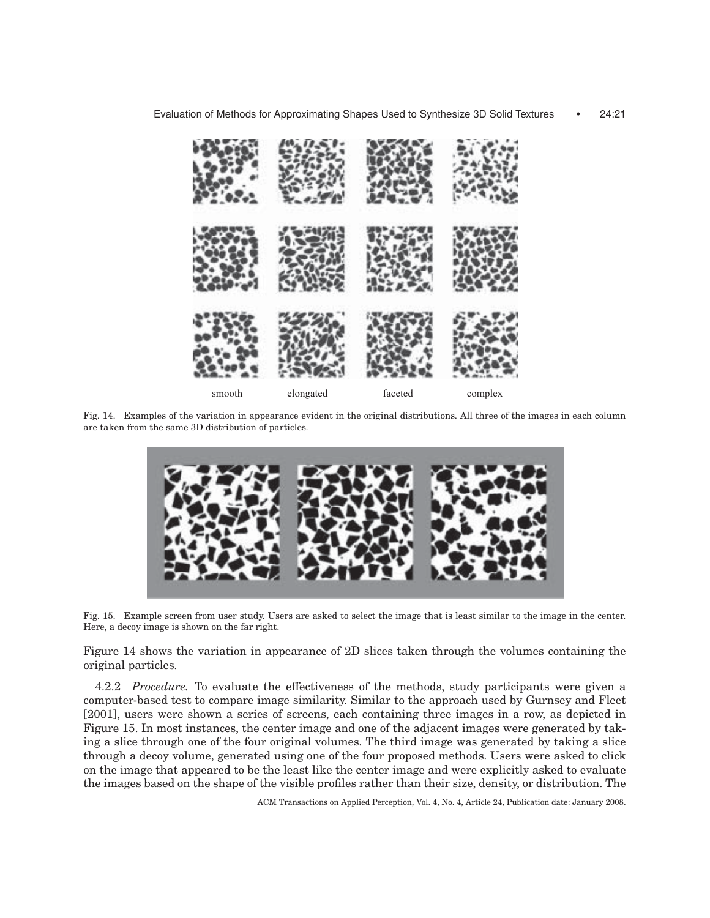smooth elongated faceted complex

Fig. 14. Examples of the variation in appearance evident in the original distributions. All three of the images in each column are taken from the same 3D distribution of particles.

Fig. 15. Example screen from user study. Users are asked to select the image that is least similar to the image in the center. Here, a decoy image is shown on the far right.

Figure 14 shows the variation in appearance of 2D slices taken through the volumes containing the original particles.

4.2.2 *Procedure.* To evaluate the effectiveness of the methods, study participants were given a computer-based test to compare image similarity. Similar to the approach used by Gurnsey and Fleet [2001], users were shown a series of screens, each containing three images in a row, as depicted in Figure 15. In most instances, the center image and one of the adjacent images were generated by taking a slice through one of the four original volumes. The third image was generated by taking a slice through a decoy volume, generated using one of the four proposed methods. Users were asked to click on the image that appeared to be the least like the center image and were explicitly asked to evaluate the images based on the shape of the visible profiles rather than their size, density, or distribution. The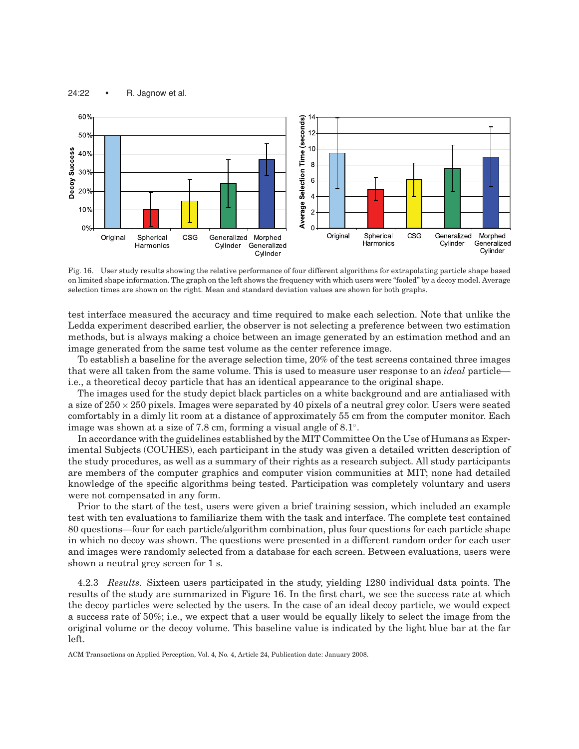Fig. 16. User study results showing the relative performance of four different algorithms for extrapolating particle shape based on limited shape information. The graph on the left shows the frequency with which users were "fooled" by a decoy model. Average selection times are shown on the right. Mean and standard deviation values are shown for both graphs.

test interface measured the accuracy and time required to make each selection. Note that unlike the Ledda experiment described earlier, the observer is not selecting a preference between two estimation methods, but is always making a choice between an image generated by an estimation method and an image generated from the same test volume as the center reference image.

To establish a baseline for the average selection time, 20% of the test screens contained three images that were all taken from the same volume. This is used to measure user response to an *ideal* particle—i.e., a theoretical decoy particle that has an identical appearance to the original shape.

The images used for the study depict black particles on a white background and are antialiased with a size of $250 \times 250$ pixels. Images were separated by 40 pixels of a neutral grey color. Users were seated comfortably in a dimly lit room at a distance of approximately 55 cm from the computer monitor. Each image was shown at a size of 7.8 cm, forming a visual angle of $8.1^{\circ}$.

In accordance with the guidelines established by the MIT Committee On the Use of Humans as Experimental Subjects (COUHES), each participant in the study was given a detailed written description of the study procedures, as well as a summary of their rights as a research subject. All study participants are members of the computer graphics and computer vision communities at MIT; none had detailed knowledge of the specific algorithms being tested. Participation was completely voluntary and users were not compensated in any form.

Prior to the start of the test, users were given a brief training session, which included an example test with ten evaluations to familiarize them with the task and interface. The complete test contained 80 questions—four for each particle/algorithm combination, plus four questions for each particle shape in which no decoy was shown. The questions were presented in a different random order for each user and images were randomly selected from a database for each screen. Between evaluations, users were shown a neutral grey screen for 1 s.

4.2.3 *Results.* Sixteen users participated in the study, yielding 1280 individual data points. The results of the study are summarized in Figure 16. In the first chart, we see the success rate at which the decoy particles were selected by the users. In the case of an ideal decoy particle, we would expect a success rate of 50%; i.e., we expect that a user would be equally likely to select the image from the original volume or the decoy volume. This baseline value is indicated by the light blue bar at the far left.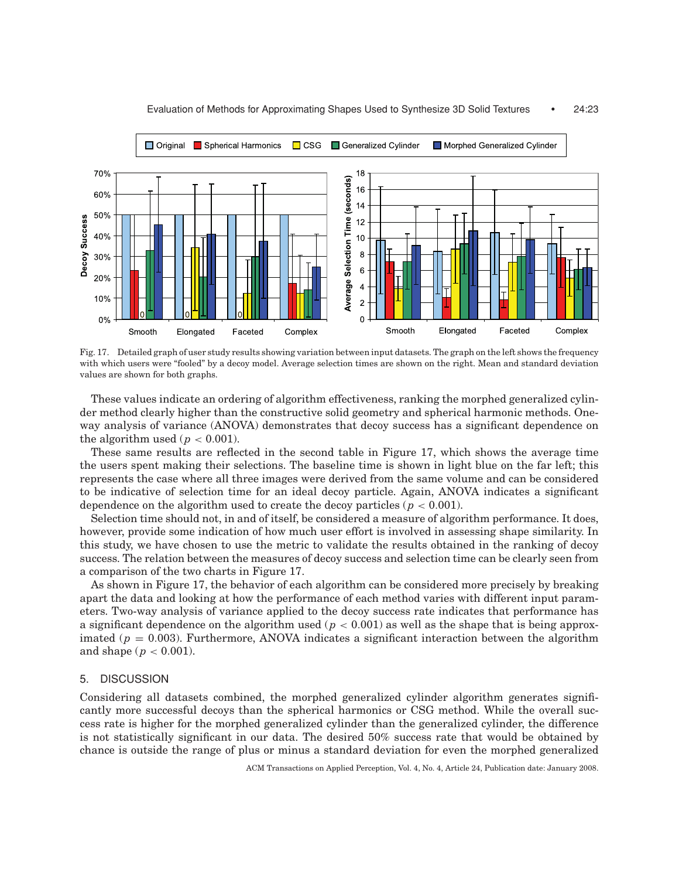Fig. 17. Detailed graph of user study results showing variation between input datasets. The graph on the left shows the frequency with which users were "fooled" by a decoy model. Average selection times are shown on the right. Mean and standard deviation values are shown for both graphs.

These values indicate an ordering of algorithm effectiveness, ranking the morphed generalized cylinder method clearly higher than the constructive solid geometry and spherical harmonic methods. One-way analysis of variance (ANOVA) demonstrates that decoy success has a significant dependence on the algorithm used ($p < 0.001$).

These same results are reflected in the second table in Figure 17, which shows the average time the users spent making their selections. The baseline time is shown in light blue on the far left; this represents the case where all three images were derived from the same volume and can be considered to be indicative of selection time for an ideal decoy particle. Again, ANOVA indicates a significant dependence on the algorithm used to create the decoy particles ($p < 0.001$).

Selection time should not, in and of itself, be considered a measure of algorithm performance. It does, however, provide some indication of how much user effort is involved in assessing shape similarity. In this study, we have chosen to use the metric to validate the results obtained in the ranking of decoy success. The relation between the measures of decoy success and selection time can be clearly seen from a comparison of the two charts in Figure 17.

As shown in Figure 17, the behavior of each algorithm can be considered more precisely by breaking apart the data and looking at how the performance of each method varies with different input parameters. Two-way analysis of variance applied to the decoy success rate indicates that performance has a significant dependence on the algorithm used ($p < 0.001$) as well as the shape that is being approximated ($p = 0.003$). Furthermore, ANOVA indicates a significant interaction between the algorithm and shape ($p < 0.001$).

## 5. DISCUSSION

Considering all datasets combined, the morphed generalized cylinder algorithm generates significantly more successful decoys than the spherical harmonics or CSG method. While the overall success rate is higher for the morphed generalized cylinder than the generalized cylinder, the difference is not statistically significant in our data. The desired 50% success rate that would be obtained by chance is outside the range of plus or minus a standard deviation for even the morphed generalized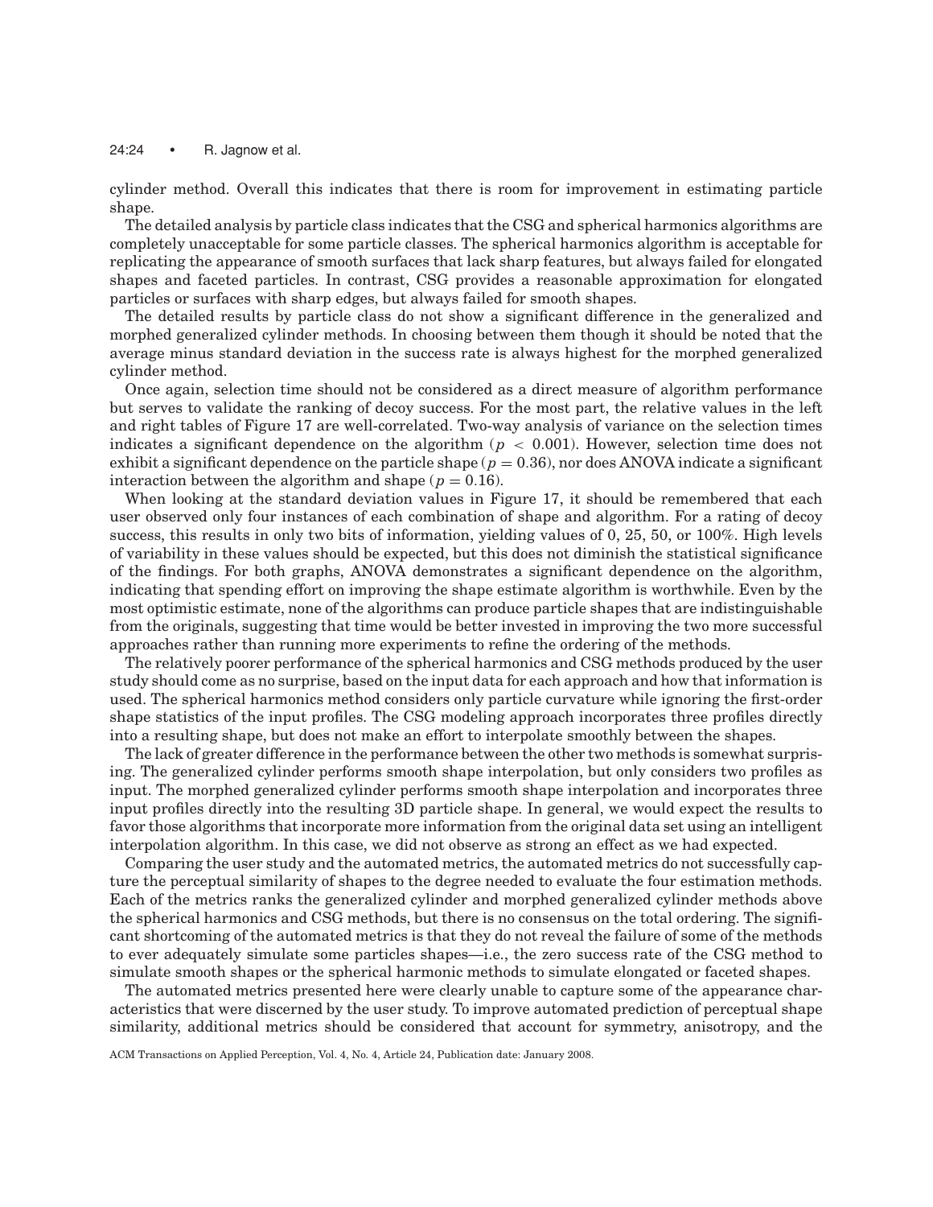cylinder method. Overall this indicates that there is room for improvement in estimating particle shape.

The detailed analysis by particle class indicates that the CSG and spherical harmonics algorithms are completely unacceptable for some particle classes. The spherical harmonics algorithm is acceptable for replicating the appearance of smooth surfaces that lack sharp features, but always failed for elongated shapes and faceted particles. In contrast, CSG provides a reasonable approximation for elongated particles or surfaces with sharp edges, but always failed for smooth shapes.

The detailed results by particle class do not show a significant difference in the generalized and morphed generalized cylinder methods. In choosing between them though it should be noted that the average minus standard deviation in the success rate is always highest for the morphed generalized cylinder method.

Once again, selection time should not be considered as a direct measure of algorithm performance but serves to validate the ranking of decoy success. For the most part, the relative values in the left and right tables of Figure 17 are well-correlated. Two-way analysis of variance on the selection times indicates a significant dependence on the algorithm ($p < 0.001$). However, selection time does not exhibit a significant dependence on the particle shape ($p = 0.36$), nor does ANOVA indicate a significant interaction between the algorithm and shape ($p = 0.16$).

When looking at the standard deviation values in Figure 17, it should be remembered that each user observed only four instances of each combination of shape and algorithm. For a rating of decoy success, this results in only two bits of information, yielding values of 0, 25, 50, or 100%. High levels of variability in these values should be expected, but this does not diminish the statistical significance of the findings. For both graphs, ANOVA demonstrates a significant dependence on the algorithm, indicating that spending effort on improving the shape estimate algorithm is worthwhile. Even by the most optimistic estimate, none of the algorithms can produce particle shapes that are indistinguishable from the originals, suggesting that time would be better invested in improving the two more successful approaches rather than running more experiments to refine the ordering of the methods.

The relatively poorer performance of the spherical harmonics and CSG methods produced by the user study should come as no surprise, based on the input data for each approach and how that information is used. The spherical harmonics method considers only particle curvature while ignoring the first-order shape statistics of the input profiles. The CSG modeling approach incorporates three profiles directly into a resulting shape, but does not make an effort to interpolate smoothly between the shapes.

The lack of greater difference in the performance between the other two methods is somewhat surprising. The generalized cylinder performs smooth shape interpolation, but only considers two profiles as input. The morphed generalized cylinder performs smooth shape interpolation and incorporates three input profiles directly into the resulting 3D particle shape. In general, we would expect the results to favor those algorithms that incorporate more information from the original data set using an intelligent interpolation algorithm. In this case, we did not observe as strong an effect as we had expected.

Comparing the user study and the automated metrics, the automated metrics do not successfully capture the perceptual similarity of shapes to the degree needed to evaluate the four estimation methods. Each of the metrics ranks the generalized cylinder and morphed generalized cylinder methods above the spherical harmonics and CSG methods, but there is no consensus on the total ordering. The significant shortcoming of the automated metrics is that they do not reveal the failure of some of the methods to ever adequately simulate some particles shapes—i.e., the zero success rate of the CSG method to simulate smooth shapes or the spherical harmonic methods to simulate elongated or faceted shapes.

The automated metrics presented here were clearly unable to capture some of the appearance characteristics that were discerned by the user study. To improve automated prediction of perceptual shape similarity, additional metrics should be considered that account for symmetry, anisotropy, and the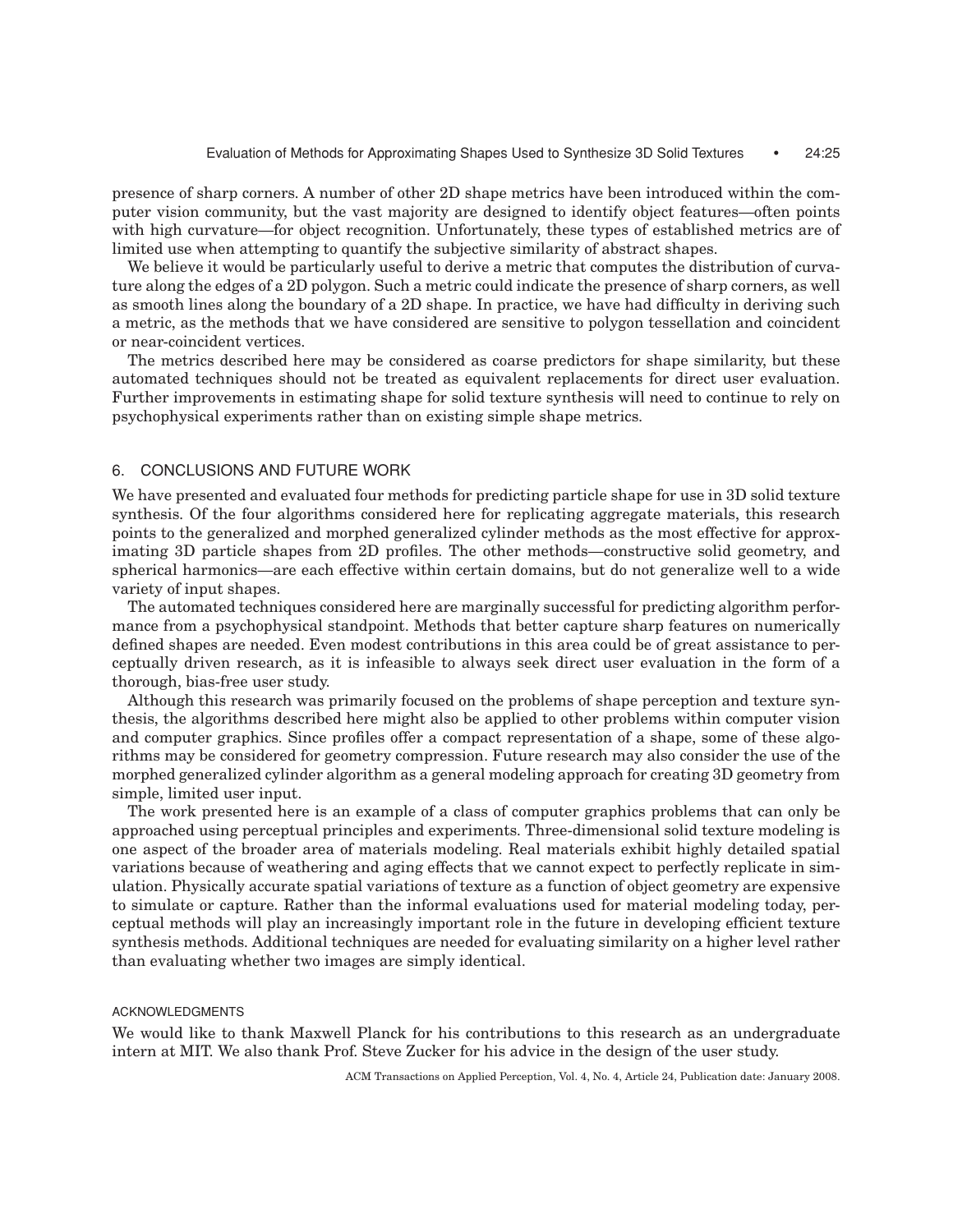presence of sharp corners. A number of other 2D shape metrics have been introduced within the computer vision community, but the vast majority are designed to identify object features—often points with high curvature—for object recognition. Unfortunately, these types of established metrics are of limited use when attempting to quantify the subjective similarity of abstract shapes.

We believe it would be particularly useful to derive a metric that computes the distribution of curvature along the edges of a 2D polygon. Such a metric could indicate the presence of sharp corners, as well as smooth lines along the boundary of a 2D shape. In practice, we have had difficulty in deriving such a metric, as the methods that we have considered are sensitive to polygon tessellation and coincident or near-coincident vertices.

The metrics described here may be considered as coarse predictors for shape similarity, but these automated techniques should not be treated as equivalent replacements for direct user evaluation. Further improvements in estimating shape for solid texture synthesis will need to continue to rely on psychophysical experiments rather than on existing simple shape metrics.

## 6. CONCLUSIONS AND FUTURE WORK

We have presented and evaluated four methods for predicting particle shape for use in 3D solid texture synthesis. Of the four algorithms considered here for replicating aggregate materials, this research points to the generalized and morphed generalized cylinder methods as the most effective for approximating 3D particle shapes from 2D profiles. The other methods—constructive solid geometry, and spherical harmonics—are each effective within certain domains, but do not generalize well to a wide variety of input shapes.

The automated techniques considered here are marginally successful for predicting algorithm performance from a psychophysical standpoint. Methods that better capture sharp features on numerically defined shapes are needed. Even modest contributions in this area could be of great assistance to perceptually driven research, as it is infeasible to always seek direct user evaluation in the form of a thorough, bias-free user study.

Although this research was primarily focused on the problems of shape perception and texture synthesis, the algorithms described here might also be applied to other problems within computer vision and computer graphics. Since profiles offer a compact representation of a shape, some of these algorithms may be considered for geometry compression. Future research may also consider the use of the morphed generalized cylinder algorithm as a general modeling approach for creating 3D geometry from simple, limited user input.

The work presented here is an example of a class of computer graphics problems that can only be approached using perceptual principles and experiments. Three-dimensional solid texture modeling is one aspect of the broader area of materials modeling. Real materials exhibit highly detailed spatial variations because of weathering and aging effects that we cannot expect to perfectly replicate in simulation. Physically accurate spatial variations of texture as a function of object geometry are expensive to simulate or capture. Rather than the informal evaluations used for material modeling today, perceptual methods will play an increasingly important role in the future in developing efficient texture synthesis methods. Additional techniques are needed for evaluating similarity on a higher level rather than evaluating whether two images are simply identical.

## ACKNOWLEDGMENTS

We would like to thank Maxwell Planck for his contributions to this research as an undergraduate intern at MIT. We also thank Prof. Steve Zucker for his advice in the design of the user study.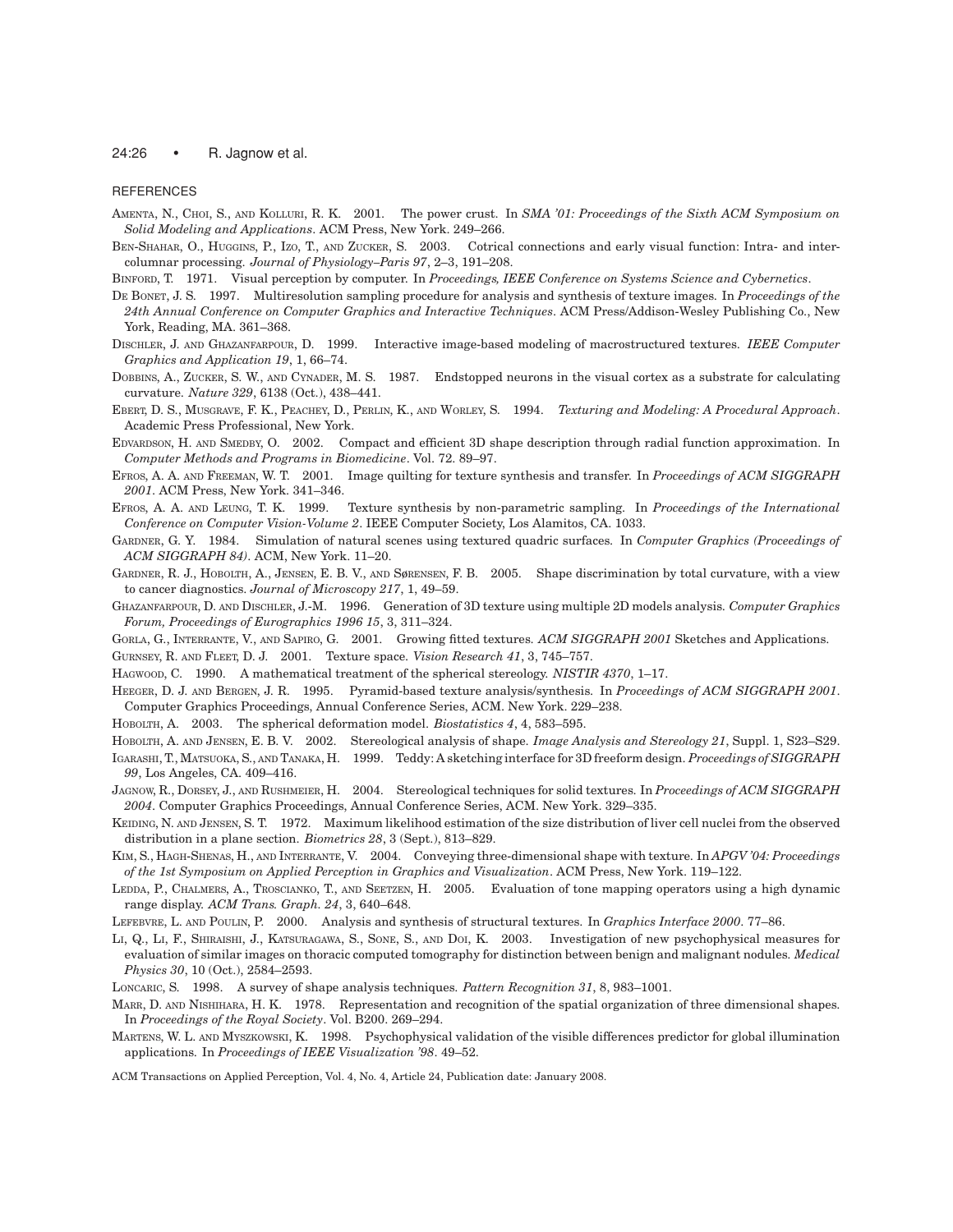## REFERENCES

AMENTA, N., CHOI, S., AND KOLLURI, R. K. 2001. The power crust. In *SMA '01: Proceedings of the Sixth ACM Symposium on Solid Modeling and Applications*. ACM Press, New York. 249–266.

BEN-SHAHAR, O., HUGGINS, P., IZO, T., AND ZUCKER, S. 2003. Cotrical connections and early visual function: Intra- and intercolumnar processing. *Journal of Physiology–Paris 97*, 2–3, 191–208.

BINFORD, T. 1971. Visual perception by computer. In *Proceedings, IEEE Conference on Systems Science and Cybernetics*.

DE BONET, J. S. 1997. Multiresolution sampling procedure for analysis and synthesis of texture images. In *Proceedings of the 24th Annual Conference on Computer Graphics and Interactive Techniques*. ACM Press/Addison-Wesley Publishing Co., New York, Reading, MA. 361–368.

DISCHLER, J. AND GHAZANFARPOUR, D. 1999. Interactive image-based modeling of macrostructured textures. *IEEE Computer Graphics and Application 19*, 1, 66–74.

DOBBINS, A., ZUCKER, S. W., AND CYNADER, M. S. 1987. Endstopped neurons in the visual cortex as a substrate for calculating curvature. *Nature 329*, 6138 (Oct.), 438–441.

EBERT, D. S., MUSGRAVE, F. K., PEACHEY, D., PERLIN, K., AND WORLEY, S. 1994. *Texturing and Modeling: A Procedural Approach*. Academic Press Professional, New York.

EDVARDSON, H. AND SMEDBY, O. 2002. Compact and efficient 3D shape description through radial function approximation. In *Computer Methods and Programs in Biomedicine*. Vol. 72. 89–97.

EFROS, A. A. AND FREEMAN, W. T. 2001. Image quilting for texture synthesis and transfer. In *Proceedings of ACM SIGGRAPH 2001*. ACM Press, New York. 341–346.

EFROS, A. A. AND LEUNG, T. K. 1999. Texture synthesis by non-parametric sampling. In *Proceedings of the International Conference on Computer Vision-Volume 2*. IEEE Computer Society, Los Alamitos, CA. 1033.

GARDNER, G. Y. 1984. Simulation of natural scenes using textured quadric surfaces. In *Computer Graphics (Proceedings of ACM SIGGRAPH 84)*. ACM, New York. 11–20.

GARDNER, R. J., HOBOLTH, A., JENSEN, E. B. V., AND SØRENSEN, F. B. 2005. Shape discrimination by total curvature, with a view to cancer diagnostics. *Journal of Microscopy 217*, 1, 49–59.

GHAZANFARPOUR, D. AND DISCHLER, J.-M. 1996. Generation of 3D texture using multiple 2D models analysis. *Computer Graphics Forum, Proceedings of Eurographics 1996 15*, 3, 311–324.

GORLA, G., INTERRANTE, V., AND SAPIRO, G. 2001. Growing fitted textures. *ACM SIGGRAPH 2001* Sketches and Applications.

GURNSEY, R. AND FLEET, D. J. 2001. Texture space. *Vision Research 41*, 3, 745–757.

HAGWOOD, C. 1990. A mathematical treatment of the spherical stereology. *NISTIR 4370*, 1–17.

HEEGER, D. J. AND BERGEN, J. R. 1995. Pyramid-based texture analysis/synthesis. In *Proceedings of ACM SIGGRAPH 2001*. Computer Graphics Proceedings, Annual Conference Series, ACM. New York. 229–238.

HOBOLTH, A. 2003. The spherical deformation model. *Biostatistics 4*, 4, 583–595.

HOBOLTH, A. AND JENSEN, E. B. V. 2002. Stereological analysis of shape. *Image Analysis and Stereology 21*, Suppl. 1, S23–S29.

IGARASHI, T., MATSUOKA, S., AND TANAKA, H. 1999. Teddy: A sketching interface for 3D freeform design. *Proceedings of SIGGRAPH 99*, Los Angeles, CA. 409–416.

JAGNOW, R., DORSEY, J., AND RUSHMEIER, H. 2004. Stereological techniques for solid textures. In *Proceedings of ACM SIGGRAPH 2004*. Computer Graphics Proceedings, Annual Conference Series, ACM. New York. 329–335.

KEIDING, N. AND JENSEN, S. T. 1972. Maximum likelihood estimation of the size distribution of liver cell nuclei from the observed distribution in a plane section. *Biometrics 28*, 3 (Sept.), 813–829.

KIM, S., HAGH-SHENAS, H., AND INTERRANTE, V. 2004. Conveying three-dimensional shape with texture. In *APGV '04: Proceedings of the 1st Symposium on Applied Perception in Graphics and Visualization*. ACM Press, New York. 119–122.

LEDDA, P., CHALMERS, A., TROSCIANKO, T., AND SEETZEN, H. 2005. Evaluation of tone mapping operators using a high dynamic range display. *ACM Trans. Graph. 24*, 3, 640–648.

LEFEBVRE, L. AND POULIN, P. 2000. Analysis and synthesis of structural textures. In *Graphics Interface 2000*. 77–86.

LI, Q., LI, F., SHIRAISHI, J., KATSURAGAWA, S., SONE, S., AND DOI, K. 2003. Investigation of new psychophysical measures for evaluation of similar images on thoracic computed tomography for distinction between benign and malignant nodules. *Medical Physics 30*, 10 (Oct.), 2584–2593.

LONCARIC, S. 1998. A survey of shape analysis techniques. *Pattern Recognition 31*, 8, 983–1001.

MARR, D. AND NISHIHARA, H. K. 1978. Representation and recognition of the spatial organization of three dimensional shapes. In *Proceedings of the Royal Society*. Vol. B200. 269–294.

MARTENS, W. L. AND MYSZKOWSKI, K. 1998. Psychophysical validation of the visible differences predictor for global illumination applications. In *Proceedings of IEEE Visualization '98*. 49–52.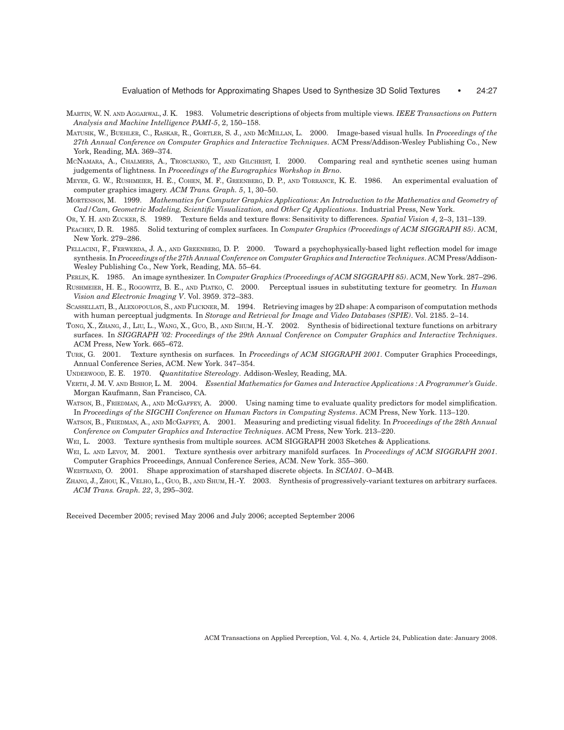MARTIN, W. N. AND AGGARWAL, J. K. 1983. Volumetric descriptions of objects from multiple views. *IEEE Transactions on Pattern Analysis and Machine Intelligence PAMI-5*, 2, 150–158.

MATUSIK, W., BUEHLER, C., RASKAR, R., GORTLER, S. J., AND MCMILLAN, L. 2000. Image-based visual hulls. In *Proceedings of the 27th Annual Conference on Computer Graphics and Interactive Techniques*. ACM Press/Addison-Wesley Publishing Co., New York, Reading, MA. 369–374.

MCNAMARA, A., CHALMERS, A., TROSCIANKO, T., AND GILCHRIST, I. 2000. Comparing real and synthetic scenes using human judgements of lightness. In *Proceedings of the Eurographics Workshop in Brno*.

MEYER, G. W., RUSHMEIER, H. E., COHEN, M. F., GREENBERG, D. P., AND TORRANCE, K. E. 1986. An experimental evaluation of computer graphics imagery. *ACM Trans. Graph. 5*, 1, 30–50.

MORTENSON, M. 1999. *Mathematics for Computer Graphics Applications: An Introduction to the Mathematics and Geometry of Cad / Cam, Geometric Modeling, Scientific Visualization, and Other Cg Applications*. Industrial Press, New York.

OR, Y. H. AND ZUCKER, S. 1989. Texture fields and texture flows: Sensitivity to differences. *Spatial Vision 4*, 2–3, 131–139.

PEACHEY, D. R. 1985. Solid texturing of complex surfaces. In *Computer Graphics (Proceedings of ACM SIGGRAPH 85)*. ACM, New York. 279–286.

PELLACINI, F., FERWERDA, J. A., AND GREENBERG, D. P. 2000. Toward a psychophysically-based light reflection model for image synthesis. In *Proceedings of the 27th Annual Conference on Computer Graphics and Interactive Techniques*. ACM Press/Addison-Wesley Publishing Co., New York, Reading, MA. 55–64.

PERLIN, K. 1985. An image synthesizer. In *Computer Graphics (Proceedings of ACM SIGGRAPH 85)*. ACM, New York. 287–296.

RUSHMEIER, H. E., ROGOWITZ, B. E., AND PIATKO, C. 2000. Perceptual issues in substituting texture for geometry. In *Human Vision and Electronic Imaging V*. Vol. 3959. 372–383.

SCASSELLATI, B., ALEXOPOULOS, S., AND FLICKNER, M. 1994. Retrieving images by 2D shape: A comparison of computation methods with human perceptual judgments. In *Storage and Retrieval for Image and Video Databases (SPIE)*. Vol. 2185. 2–14.

TONG, X., ZHANG, J., LIU, L., WANG, X., GUO, B., AND SHUM, H.-Y. 2002. Synthesis of bidirectional texture functions on arbitrary surfaces. In *SIGGRAPH '02: Proceedings of the 29th Annual Conference on Computer Graphics and Interactive Techniques*. ACM Press, New York. 665–672.

TURK, G. 2001. Texture synthesis on surfaces. In *Proceedings of ACM SIGGRAPH 2001*. Computer Graphics Proceedings, Annual Conference Series, ACM. New York. 347–354.

UNDERWOOD, E. E. 1970. *Quantitative Stereology*. Addison-Wesley, Reading, MA.

VERTH, J. M. V. AND BISHOP, L. M. 2004. *Essential Mathematics for Games and Interactive Applications : A Programmer's Guide*. Morgan Kaufmann, San Francisco, CA.

WATSON, B., FRIEDMAN, A., AND MCGAFFEY, A. 2000. Using naming time to evaluate quality predictors for model simplification. In *Proceedings of the SIGCHI Conference on Human Factors in Computing Systems*. ACM Press, New York. 113–120.

WATSON, B., FRIEDMAN, A., AND MCGAFFEY, A. 2001. Measuring and predicting visual fidelity. In *Proceedings of the 28th Annual Conference on Computer Graphics and Interactive Techniques*. ACM Press, New York. 213–220.

WEI, L. 2003. Texture synthesis from multiple sources. ACM SIGGRAPH 2003 Sketches & Applications.

WEI, L. AND LEVOY, M. 2001. Texture synthesis over arbitrary manifold surfaces. In *Proceedings of ACM SIGGRAPH 2001*. Computer Graphics Proceedings, Annual Conference Series, ACM. New York. 355–360.

WEISTRAND, O. 2001. Shape approximation of starshaped discrete objects. In *SCIA01*. O–M4B.

ZHANG, J., ZHOU, K., VELHO, L., GUO, B., AND SHUM, H.-Y. 2003. Synthesis of progressively-variant textures on arbitrary surfaces. *ACM Trans. Graph. 22*, 3, 295–302.

Received December 2005; revised May 2006 and July 2006; accepted September 2006